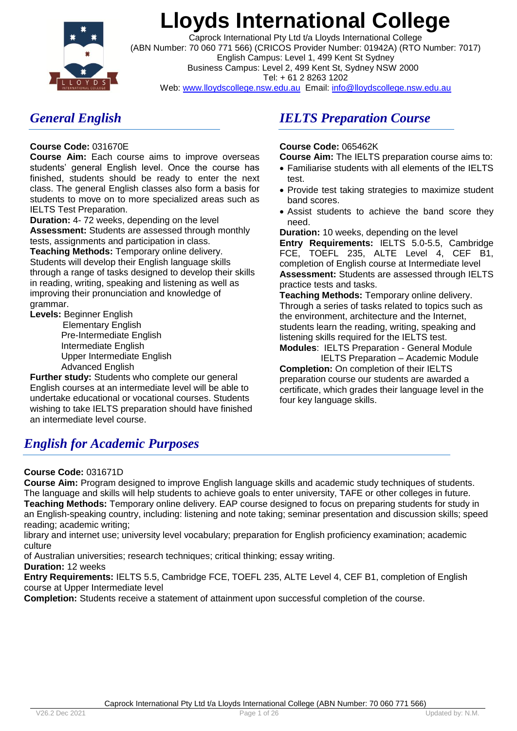# Lloyds International College

Caprock International Pty Ltd t/a Lloyds International College
(ABN Number: 70 060 771 566) (CRICOS Provider Number: 01942A) (RTO Number: 7017)
English Campus: Level 1, 499 Kent St Sydney
Business Campus: Level 2, 499 Kent St, Sydney NSW 2000
Tel: + 61 2 8263 1202
Web: www.lloydscollege.nsw.edu.au Email: info@lloydscollege.nsw.edu.au

## *General English*

**Course Code:** 031670E

**Course Aim:** Each course aims to improve overseas students' general English level. Once the course has finished, students should be ready to enter the next class. The general English classes also form a basis for students to move on to more specialized areas such as IELTS Test Preparation.

**Duration:** 4- 72 weeks, depending on the level

**Assessment:** Students are assessed through monthly tests, assignments and participation in class.

**Teaching Methods:** Temporary online delivery. Students will develop their English language skills through a range of tasks designed to develop their skills in reading, writing, speaking and listening as well as improving their pronunciation and knowledge of grammar.

**Levels:** Beginner English
Elementary English
Pre-Intermediate English
Intermediate English
Upper Intermediate English
Advanced English

**Further study:** Students who complete our general English courses at an intermediate level will be able to undertake educational or vocational courses. Students wishing to take IELTS preparation should have finished an intermediate level course.

## *IELTS Preparation Course*

**Course Code:** 065462K

**Course Aim:** The IELTS preparation course aims to:

- Familiarise students with all elements of the IELTS test.
- Provide test taking strategies to maximize student band scores.
- Assist students to achieve the band score they need.

**Duration:** 10 weeks, depending on the level

**Entry Requirements:** IELTS 5.0-5.5, Cambridge FCE, TOEFL 235, ALTE Level 4, CEF B1, completion of English course at Intermediate level

**Assessment:** Students are assessed through IELTS practice tests and tasks.

**Teaching Methods:** Temporary online delivery. Through a series of tasks related to topics such as the environment, architecture and the Internet, students learn the reading, writing, speaking and listening skills required for the IELTS test.

**Modules**: IELTS Preparation - General Module
IELTS Preparation – Academic Module

**Completion:** On completion of their IELTS preparation course our students are awarded a certificate, which grades their language level in the four key language skills.

## *English for Academic Purposes*

**Course Code:** 031671D

**Course Aim:** Program designed to improve English language skills and academic study techniques of students. The language and skills will help students to achieve goals to enter university, TAFE or other colleges in future.

**Teaching Methods:** Temporary online delivery. EAP course designed to focus on preparing students for study in an English-speaking country, including: listening and note taking; seminar presentation and discussion skills; speed reading; academic writing;
library and internet use; university level vocabulary; preparation for English proficiency examination; academic culture
of Australian universities; research techniques; critical thinking; essay writing.

**Duration:** 12 weeks

**Entry Requirements:** IELTS 5.5, Cambridge FCE, TOEFL 235, ALTE Level 4, CEF B1, completion of English course at Upper Intermediate level

**Completion:** Students receive a statement of attainment upon successful completion of the course.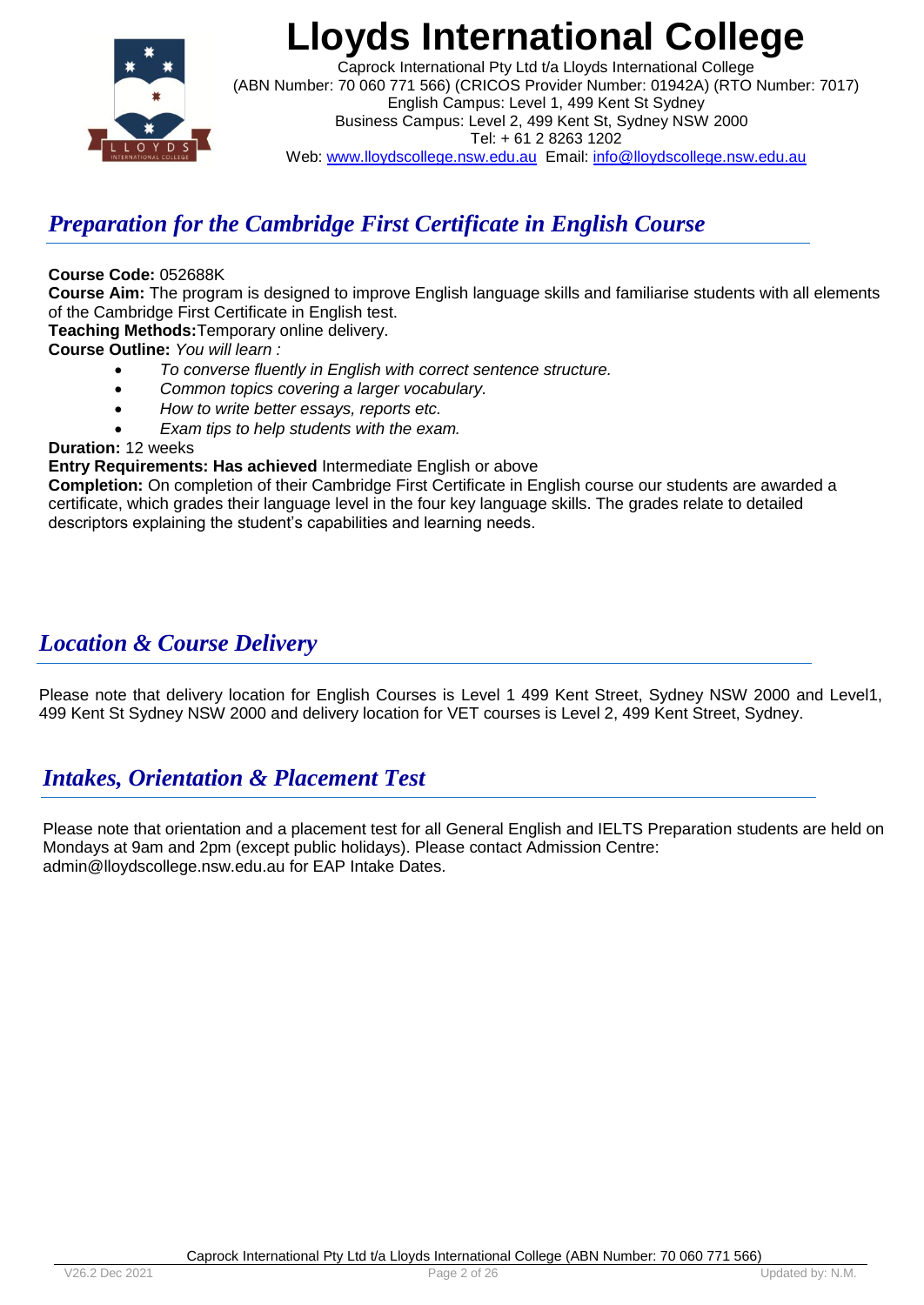# Lloyds International College

Caprock International Pty Ltd t/a Lloyds International College
(ABN Number: 70 060 771 566) (CRICOS Provider Number: 01942A) (RTO Number: 7017)
English Campus: Level 1, 499 Kent St Sydney
Business Campus: Level 2, 499 Kent St, Sydney NSW 2000
Tel: + 61 2 8263 1202
Web: www.lloydscollege.nsw.edu.au Email: info@lloydscollege.nsw.edu.au

## *Preparation for the Cambridge First Certificate in English Course*

**Course Code:** 052688K
**Course Aim:** The program is designed to improve English language skills and familiarise students with all elements of the Cambridge First Certificate in English test.
**Teaching Methods:**Temporary online delivery.
**Course Outline:** *You will learn :*

- *To converse fluently in English with correct sentence structure.*
- *Common topics covering a larger vocabulary.*
- *How to write better essays, reports etc.*
- *Exam tips to help students with the exam.*

**Duration:** 12 weeks
**Entry Requirements: Has achieved** Intermediate English or above
**Completion:** On completion of their Cambridge First Certificate in English course our students are awarded a certificate, which grades their language level in the four key language skills. The grades relate to detailed descriptors explaining the student's capabilities and learning needs.

## *Location & Course Delivery*

Please note that delivery location for English Courses is Level 1 499 Kent Street, Sydney NSW 2000 and Level1, 499 Kent St Sydney NSW 2000 and delivery location for VET courses is Level 2, 499 Kent Street, Sydney.

## *Intakes, Orientation & Placement Test*

Please note that orientation and a placement test for all General English and IELTS Preparation students are held on Mondays at 9am and 2pm (except public holidays). Please contact Admission Centre: admin@lloydscollege.nsw.edu.au for EAP Intake Dates.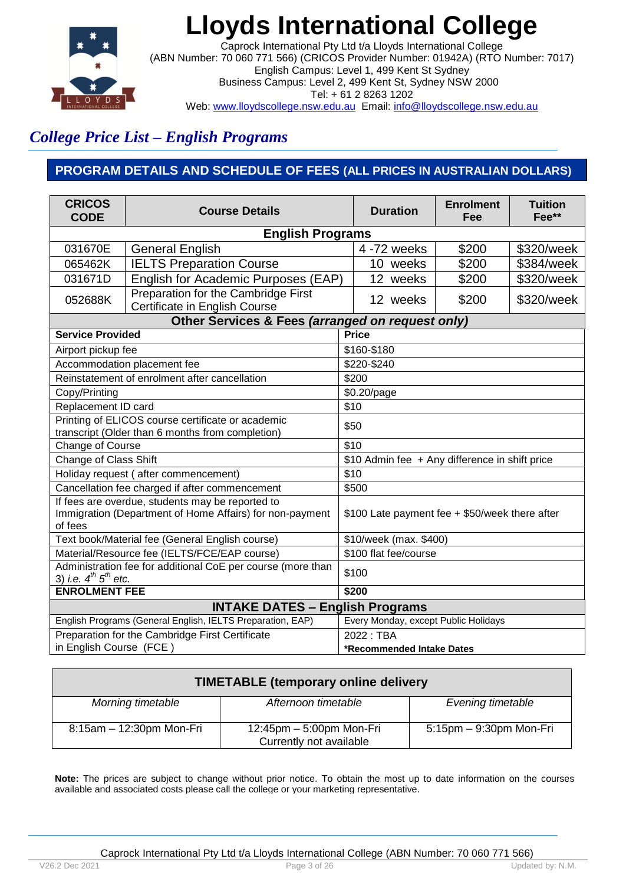# Lloyds International College

Caprock International Pty Ltd t/a Lloyds International College
(ABN Number: 70 060 771 566) (CRICOS Provider Number: 01942A) (RTO Number: 7017)
English Campus: Level 1, 499 Kent St Sydney
Business Campus: Level 2, 499 Kent St, Sydney NSW 2000
Tel: + 61 2 8263 1202
Web: www.lloydscollege.nsw.edu.au Email: info@lloydscollege.nsw.edu.au

## *College Price List – English Programs*

### PROGRAM DETAILS AND SCHEDULE OF FEES (ALL PRICES IN AUSTRALIAN DOLLARS)

| CRICOS CODE | Course Details | Duration | Enrolment Fee | Tuition Fee** |
|---|---|---|---|---|
| **English Programs** | | | | |
| 031670E | General English | 4 -72 weeks | $200 | $320/week |
| 065462K | IELTS Preparation Course | 10 weeks | $200 | $384/week |
| 031671D | English for Academic Purposes (EAP) | 12 weeks | $200 | $320/week |
| 052688K | Preparation for the Cambridge First Certificate in English Course | 12 weeks | $200 | $320/week |

**Other Services & Fees *(arranged on request only)***

| Service Provided | Price |
|---|---|
| Airport pickup fee | $160-$180 |
| Accommodation placement fee | $220-$240 |
| Reinstatement of enrolment after cancellation | $200 |
| Copy/Printing | $0.20/page |
| Replacement ID card | $10 |
| Printing of ELICOS course certificate or academic transcript (Older than 6 months from completion) | $50 |
| Change of Course | $10 |
| Change of Class Shift | $10 Admin fee + Any difference in shift price |
| Holiday request ( after commencement) | $10 |
| Cancellation fee charged if after commencement | $500 |
| If fees are overdue, students may be reported to Immigration (Department of Home Affairs) for non-payment of fees | $100 Late payment fee + $50/week there after |
| Text book/Material fee (General English course) | $10/week (max. $400) |
| Material/Resource fee (IELTS/FCE/EAP course) | $100 flat fee/course |
| Administration fee for additional CoE per course (more than 3) *i.e. 4th 5th etc.* | $100 |
| **ENROLMENT FEE** | **$200** |

**INTAKE DATES – English Programs**

| Program | Intake |
|---|---|
| English Programs (General English, IELTS Preparation, EAP) | Every Monday, except Public Holidays |
| Preparation for the Cambridge First Certificate in English Course (FCE ) | 2022 : TBA<br>**\*Recommended Intake Dates** |

**TIMETABLE (temporary online delivery)**

| *Morning timetable* | *Afternoon timetable* | *Evening timetable* |
|---|---|---|
| 8:15am – 12:30pm Mon-Fri | 12:45pm – 5:00pm Mon-Fri<br>Currently not available | 5:15pm – 9:30pm Mon-Fri |

**Note:** The prices are subject to change without prior notice. To obtain the most up to date information on the courses available and associated costs please call the college or your marketing representative.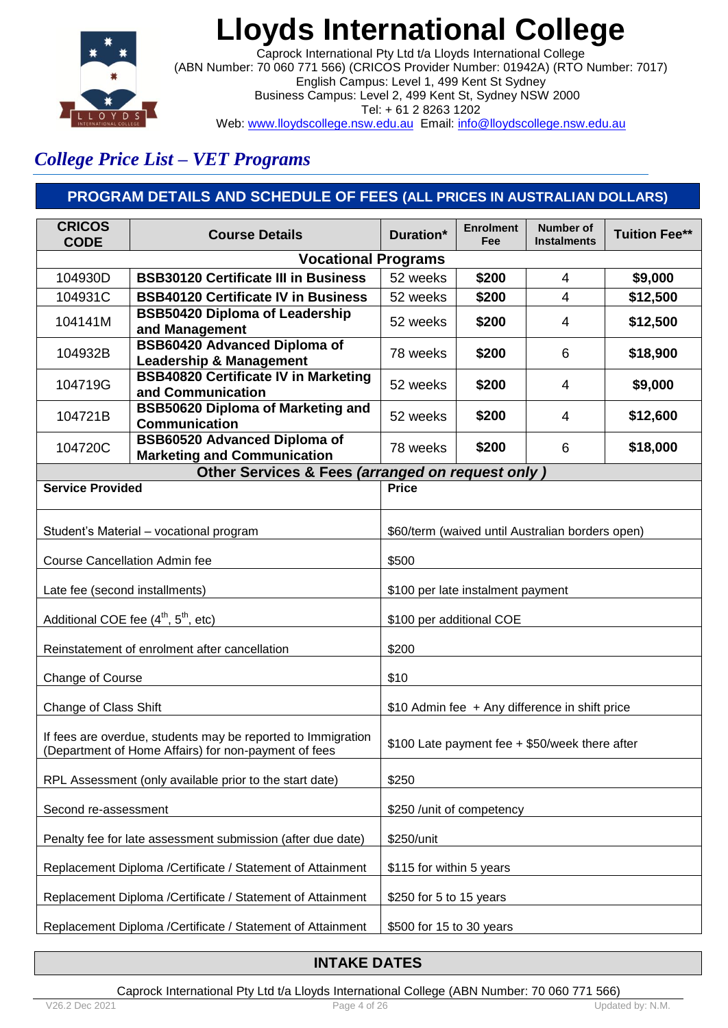# Lloyds International College

Caprock International Pty Ltd t/a Lloyds International College
(ABN Number: 70 060 771 566) (CRICOS Provider Number: 01942A) (RTO Number: 7017)
English Campus: Level 1, 499 Kent St Sydney
Business Campus: Level 2, 499 Kent St, Sydney NSW 2000
Tel: + 61 2 8263 1202
Web: www.lloydscollege.nsw.edu.au Email: info@lloydscollege.nsw.edu.au

## *College Price List – VET Programs*

### PROGRAM DETAILS AND SCHEDULE OF FEES (ALL PRICES IN AUSTRALIAN DOLLARS)

| CRICOS CODE | Course Details | Duration* | Enrolment Fee | Number of Instalments | Tuition Fee** |
|---|---|---|---|---|---|
| **Vocational Programs** | | | | | |
| 104930D | **BSB30120 Certificate III in Business** | 52 weeks | **$200** | 4 | **$9,000** |
| 104931C | **BSB40120 Certificate IV in Business** | 52 weeks | **$200** | 4 | **$12,500** |
| 104141M | **BSB50420 Diploma of Leadership and Management** | 52 weeks | **$200** | 4 | **$12,500** |
| 104932B | **BSB60420 Advanced Diploma of Leadership & Management** | 78 weeks | **$200** | 6 | **$18,900** |
| 104719G | **BSB40820 Certificate IV in Marketing and Communication** | 52 weeks | **$200** | 4 | **$9,000** |
| 104721B | **BSB50620 Diploma of Marketing and Communication** | 52 weeks | **$200** | 4 | **$12,600** |
| 104720C | **BSB60520 Advanced Diploma of Marketing and Communication** | 78 weeks | **$200** | 6 | **$18,000** |

**Other Services & Fees *(arranged on request only )***

| Service Provided | Price |
|---|---|
| Student's Material – vocational program | $60/term (waived until Australian borders open) |
| Course Cancellation Admin fee | $500 |
| Late fee (second installments) | $100 per late instalment payment |
| Additional COE fee (4th, 5th, etc) | $100 per additional COE |
| Reinstatement of enrolment after cancellation | $200 |
| Change of Course | $10 |
| Change of Class Shift | $10 Admin fee + Any difference in shift price |
| If fees are overdue, students may be reported to Immigration (Department of Home Affairs) for non-payment of fees | $100 Late payment fee + $50/week there after |
| RPL Assessment (only available prior to the start date) | $250 |
| Second re-assessment | $250 /unit of competency |
| Penalty fee for late assessment submission (after due date) | $250/unit |
| Replacement Diploma /Certificate / Statement of Attainment | $115 for within 5 years |
| Replacement Diploma /Certificate / Statement of Attainment | $250 for 5 to 15 years |
| Replacement Diploma /Certificate / Statement of Attainment | $500 for 15 to 30 years |

### INTAKE DATES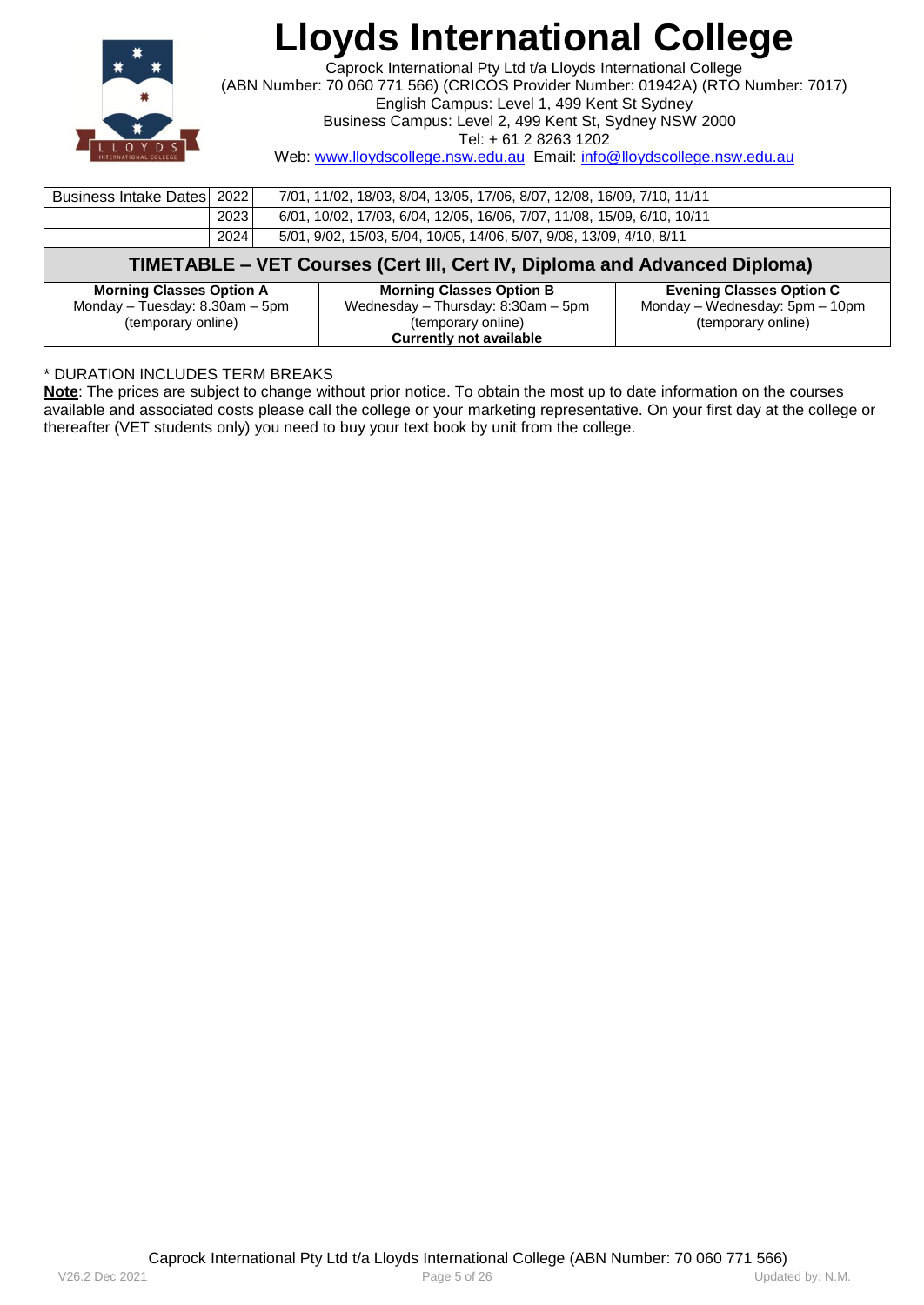# Lloyds International College

Caprock International Pty Ltd t/a Lloyds International College
(ABN Number: 70 060 771 566) (CRICOS Provider Number: 01942A) (RTO Number: 7017)
English Campus: Level 1, 499 Kent St Sydney
Business Campus: Level 2, 499 Kent St, Sydney NSW 2000
Tel: + 61 2 8263 1202
Web: www.lloydscollege.nsw.edu.au Email: info@lloydscollege.nsw.edu.au

| Business Intake Dates | 2022 | 7/01, 11/02, 18/03, 8/04, 13/05, 17/06, 8/07, 12/08, 16/09, 7/10, 11/11 |
|---|---|---|
| | 2023 | 6/01, 10/02, 17/03, 6/04, 12/05, 16/06, 7/07, 11/08, 15/09, 6/10, 10/11 |
| | 2024 | 5/01, 9/02, 15/03, 5/04, 10/05, 14/06, 5/07, 9/08, 13/09, 4/10, 8/11 |

## TIMETABLE – VET Courses (Cert III, Cert IV, Diploma and Advanced Diploma)

| Morning Classes Option A | Morning Classes Option B | Evening Classes Option C |
|---|---|---|
| Monday – Tuesday: 8.30am – 5pm (temporary online) | Wednesday – Thursday: 8:30am – 5pm (temporary online) **Currently not available** | Monday – Wednesday: 5pm – 10pm (temporary online) |

\* DURATION INCLUDES TERM BREAKS

**Note**: The prices are subject to change without prior notice. To obtain the most up to date information on the courses available and associated costs please call the college or your marketing representative. On your first day at the college or thereafter (VET students only) you need to buy your text book by unit from the college.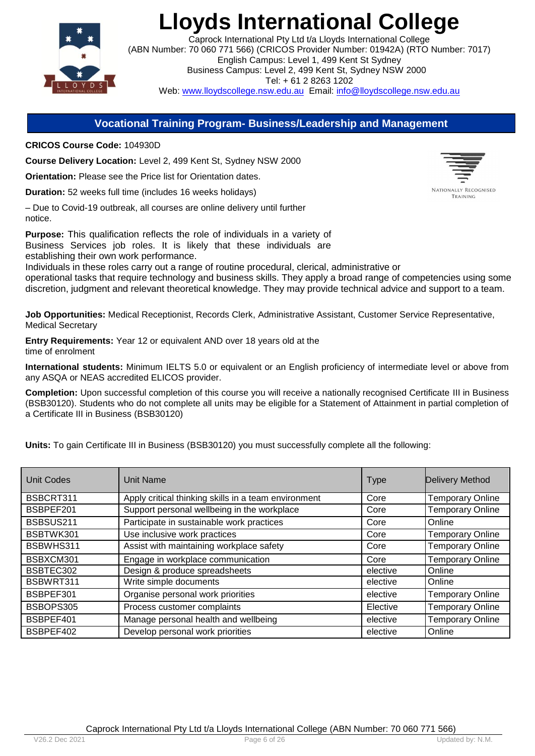# Lloyds International College

Caprock International Pty Ltd t/a Lloyds International College
(ABN Number: 70 060 771 566) (CRICOS Provider Number: 01942A) (RTO Number: 7017)
English Campus: Level 1, 499 Kent St Sydney
Business Campus: Level 2, 499 Kent St, Sydney NSW 2000
Tel: + 61 2 8263 1202
Web: www.lloydscollege.nsw.edu.au Email: info@lloydscollege.nsw.edu.au

## Vocational Training Program- Business/Leadership and Management

**CRICOS Course Code:** 104930D

**Course Delivery Location:** Level 2, 499 Kent St, Sydney NSW 2000

**Orientation:** Please see the Price list for Orientation dates.

**Duration:** 52 weeks full time (includes 16 weeks holidays)

– Due to Covid-19 outbreak, all courses are online delivery until further notice.

NATIONALLY RECOGNISED TRAINING

**Purpose:** This qualification reflects the role of individuals in a variety of Business Services job roles. It is likely that these individuals are establishing their own work performance.
Individuals in these roles carry out a range of routine procedural, clerical, administrative or operational tasks that require technology and business skills. They apply a broad range of competencies using some discretion, judgment and relevant theoretical knowledge. They may provide technical advice and support to a team.

**Job Opportunities:** Medical Receptionist, Records Clerk, Administrative Assistant, Customer Service Representative, Medical Secretary

**Entry Requirements:** Year 12 or equivalent AND over 18 years old at the time of enrolment

**International students:** Minimum IELTS 5.0 or equivalent or an English proficiency of intermediate level or above from any ASQA or NEAS accredited ELICOS provider.

**Completion:** Upon successful completion of this course you will receive a nationally recognised Certificate III in Business (BSB30120). Students who do not complete all units may be eligible for a Statement of Attainment in partial completion of a Certificate III in Business (BSB30120)

**Units:** To gain Certificate III in Business (BSB30120) you must successfully complete all the following:

| Unit Codes | Unit Name | Type | Delivery Method |
|---|---|---|---|
| BSBCRT311 | Apply critical thinking skills in a team environment | Core | Temporary Online |
| BSBPEF201 | Support personal wellbeing in the workplace | Core | Temporary Online |
| BSBSUS211 | Participate in sustainable work practices | Core | Online |
| BSBTWK301 | Use inclusive work practices | Core | Temporary Online |
| BSBWHS311 | Assist with maintaining workplace safety | Core | Temporary Online |
| BSBXCM301 | Engage in workplace communication | Core | Temporary Online |
| BSBTEC302 | Design & produce spreadsheets | elective | Online |
| BSBWRT311 | Write simple documents | elective | Online |
| BSBPEF301 | Organise personal work priorities | elective | Temporary Online |
| BSBOPS305 | Process customer complaints | Elective | Temporary Online |
| BSBPEF401 | Manage personal health and wellbeing | elective | Temporary Online |
| BSBPEF402 | Develop personal work priorities | elective | Online |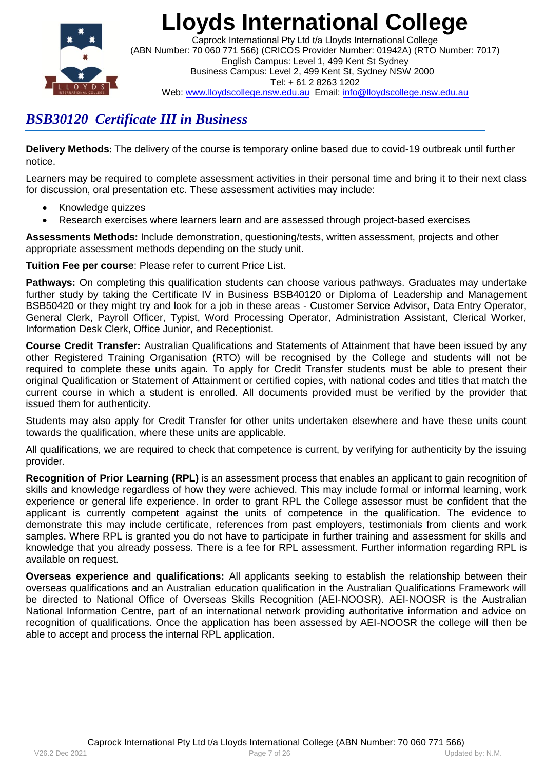# Lloyds International College

Caprock International Pty Ltd t/a Lloyds International College
(ABN Number: 70 060 771 566) (CRICOS Provider Number: 01942A) (RTO Number: 7017)
English Campus: Level 1, 499 Kent St Sydney
Business Campus: Level 2, 499 Kent St, Sydney NSW 2000
Tel: + 61 2 8263 1202
Web: www.lloydscollege.nsw.edu.au Email: info@lloydscollege.nsw.edu.au

## *BSB30120 Certificate III in Business*

**Delivery Methods**: The delivery of the course is temporary online based due to covid-19 outbreak until further notice.

Learners may be required to complete assessment activities in their personal time and bring it to their next class for discussion, oral presentation etc. These assessment activities may include:

- Knowledge quizzes
- Research exercises where learners learn and are assessed through project-based exercises

**Assessments Methods:** Include demonstration, questioning/tests, written assessment, projects and other appropriate assessment methods depending on the study unit.

**Tuition Fee per course**: Please refer to current Price List.

**Pathways:** On completing this qualification students can choose various pathways. Graduates may undertake further study by taking the Certificate IV in Business BSB40120 or Diploma of Leadership and Management BSB50420 or they might try and look for a job in these areas - Customer Service Advisor, Data Entry Operator, General Clerk, Payroll Officer, Typist, Word Processing Operator, Administration Assistant, Clerical Worker, Information Desk Clerk, Office Junior, and Receptionist.

**Course Credit Transfer:** Australian Qualifications and Statements of Attainment that have been issued by any other Registered Training Organisation (RTO) will be recognised by the College and students will not be required to complete these units again. To apply for Credit Transfer students must be able to present their original Qualification or Statement of Attainment or certified copies, with national codes and titles that match the current course in which a student is enrolled. All documents provided must be verified by the provider that issued them for authenticity.

Students may also apply for Credit Transfer for other units undertaken elsewhere and have these units count towards the qualification, where these units are applicable.

All qualifications, we are required to check that competence is current, by verifying for authenticity by the issuing provider.

**Recognition of Prior Learning (RPL)** is an assessment process that enables an applicant to gain recognition of skills and knowledge regardless of how they were achieved. This may include formal or informal learning, work experience or general life experience. In order to grant RPL the College assessor must be confident that the applicant is currently competent against the units of competence in the qualification. The evidence to demonstrate this may include certificate, references from past employers, testimonials from clients and work samples. Where RPL is granted you do not have to participate in further training and assessment for skills and knowledge that you already possess. There is a fee for RPL assessment. Further information regarding RPL is available on request.

**Overseas experience and qualifications:** All applicants seeking to establish the relationship between their overseas qualifications and an Australian education qualification in the Australian Qualifications Framework will be directed to National Office of Overseas Skills Recognition (AEI-NOOSR). AEI-NOOSR is the Australian National Information Centre, part of an international network providing authoritative information and advice on recognition of qualifications. Once the application has been assessed by AEI-NOOSR the college will then be able to accept and process the internal RPL application.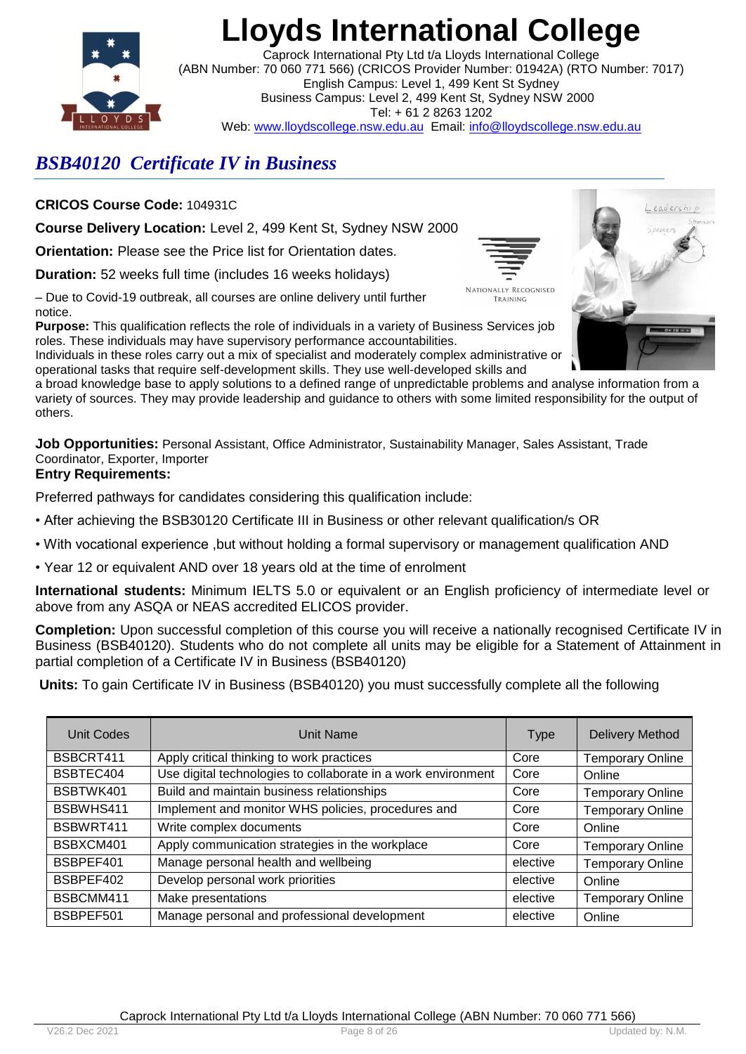# Lloyds International College

Caprock International Pty Ltd t/a Lloyds International College
(ABN Number: 70 060 771 566) (CRICOS Provider Number: 01942A) (RTO Number: 7017)
English Campus: Level 1, 499 Kent St Sydney
Business Campus: Level 2, 499 Kent St, Sydney NSW 2000
Tel: + 61 2 8263 1202
Web: www.lloydscollege.nsw.edu.au Email: info@lloydscollege.nsw.edu.au

## *BSB40120 Certificate IV in Business*

**CRICOS Course Code:** 104931C

**Course Delivery Location:** Level 2, 499 Kent St, Sydney NSW 2000

**Orientation:** Please see the Price list for Orientation dates.

**Duration:** 52 weeks full time (includes 16 weeks holidays)

– Due to Covid-19 outbreak, all courses are online delivery until further notice.

**Purpose:** This qualification reflects the role of individuals in a variety of Business Services job roles. These individuals may have supervisory performance accountabilities.
Individuals in these roles carry out a mix of specialist and moderately complex administrative or operational tasks that require self-development skills. They use well-developed skills and a broad knowledge base to apply solutions to a defined range of unpredictable problems and analyse information from a variety of sources. They may provide leadership and guidance to others with some limited responsibility for the output of others.

**Job Opportunities:** Personal Assistant, Office Administrator, Sustainability Manager, Sales Assistant, Trade Coordinator, Exporter, Importer

**Entry Requirements:**

Preferred pathways for candidates considering this qualification include:

- After achieving the BSB30120 Certificate III in Business or other relevant qualification/s OR
- With vocational experience ,but without holding a formal supervisory or management qualification AND
- Year 12 or equivalent AND over 18 years old at the time of enrolment

**International students:** Minimum IELTS 5.0 or equivalent or an English proficiency of intermediate level or above from any ASQA or NEAS accredited ELICOS provider.

**Completion:** Upon successful completion of this course you will receive a nationally recognised Certificate IV in Business (BSB40120). Students who do not complete all units may be eligible for a Statement of Attainment in partial completion of a Certificate IV in Business (BSB40120)

**Units:** To gain Certificate IV in Business (BSB40120) you must successfully complete all the following

| Unit Codes | Unit Name | Type | Delivery Method |
|---|---|---|---|
| BSBCRT411 | Apply critical thinking to work practices | Core | Temporary Online |
| BSBTEC404 | Use digital technologies to collaborate in a work environment | Core | Online |
| BSBTWK401 | Build and maintain business relationships | Core | Temporary Online |
| BSBWHS411 | Implement and monitor WHS policies, procedures and | Core | Temporary Online |
| BSBWRT411 | Write complex documents | Core | Online |
| BSBXCM401 | Apply communication strategies in the workplace | Core | Temporary Online |
| BSBPEF401 | Manage personal health and wellbeing | elective | Temporary Online |
| BSBPEF402 | Develop personal work priorities | elective | Online |
| BSBCMM411 | Make presentations | elective | Temporary Online |
| BSBPEF501 | Manage personal and professional development | elective | Online |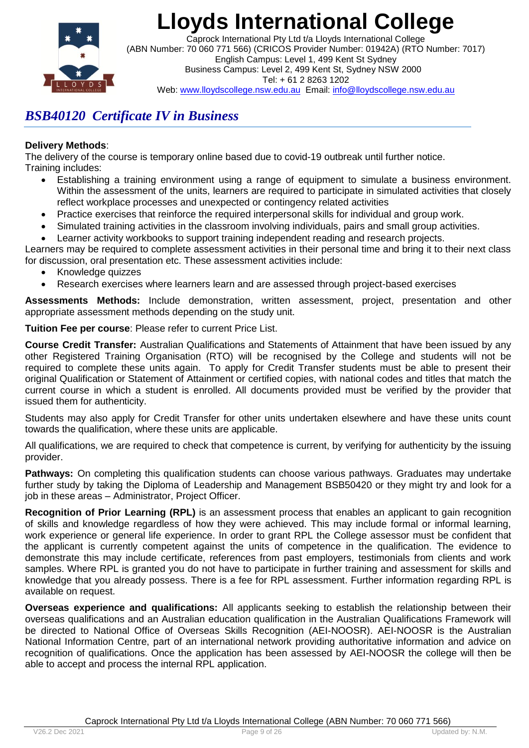# Lloyds International College

Caprock International Pty Ltd t/a Lloyds International College
(ABN Number: 70 060 771 566) (CRICOS Provider Number: 01942A) (RTO Number: 7017)
English Campus: Level 1, 499 Kent St Sydney
Business Campus: Level 2, 499 Kent St, Sydney NSW 2000
Tel: + 61 2 8263 1202
Web: www.lloydscollege.nsw.edu.au Email: info@lloydscollege.nsw.edu.au

## *BSB40120 Certificate IV in Business*

**Delivery Methods**:
The delivery of the course is temporary online based due to covid-19 outbreak until further notice.
Training includes:

- Establishing a training environment using a range of equipment to simulate a business environment. Within the assessment of the units, learners are required to participate in simulated activities that closely reflect workplace processes and unexpected or contingency related activities
- Practice exercises that reinforce the required interpersonal skills for individual and group work.
- Simulated training activities in the classroom involving individuals, pairs and small group activities.
- Learner activity workbooks to support training independent reading and research projects.

Learners may be required to complete assessment activities in their personal time and bring it to their next class for discussion, oral presentation etc. These assessment activities include:

- Knowledge quizzes
- Research exercises where learners learn and are assessed through project-based exercises

**Assessments Methods:** Include demonstration, written assessment, project, presentation and other appropriate assessment methods depending on the study unit.

**Tuition Fee per course**: Please refer to current Price List.

**Course Credit Transfer:** Australian Qualifications and Statements of Attainment that have been issued by any other Registered Training Organisation (RTO) will be recognised by the College and students will not be required to complete these units again. To apply for Credit Transfer students must be able to present their original Qualification or Statement of Attainment or certified copies, with national codes and titles that match the current course in which a student is enrolled. All documents provided must be verified by the provider that issued them for authenticity.

Students may also apply for Credit Transfer for other units undertaken elsewhere and have these units count towards the qualification, where these units are applicable.

All qualifications, we are required to check that competence is current, by verifying for authenticity by the issuing provider.

**Pathways:** On completing this qualification students can choose various pathways. Graduates may undertake further study by taking the Diploma of Leadership and Management BSB50420 or they might try and look for a job in these areas – Administrator, Project Officer.

**Recognition of Prior Learning (RPL)** is an assessment process that enables an applicant to gain recognition of skills and knowledge regardless of how they were achieved. This may include formal or informal learning, work experience or general life experience. In order to grant RPL the College assessor must be confident that the applicant is currently competent against the units of competence in the qualification. The evidence to demonstrate this may include certificate, references from past employers, testimonials from clients and work samples. Where RPL is granted you do not have to participate in further training and assessment for skills and knowledge that you already possess. There is a fee for RPL assessment. Further information regarding RPL is available on request.

**Overseas experience and qualifications:** All applicants seeking to establish the relationship between their overseas qualifications and an Australian education qualification in the Australian Qualifications Framework will be directed to National Office of Overseas Skills Recognition (AEI-NOOSR). AEI-NOOSR is the Australian National Information Centre, part of an international network providing authoritative information and advice on recognition of qualifications. Once the application has been assessed by AEI-NOOSR the college will then be able to accept and process the internal RPL application.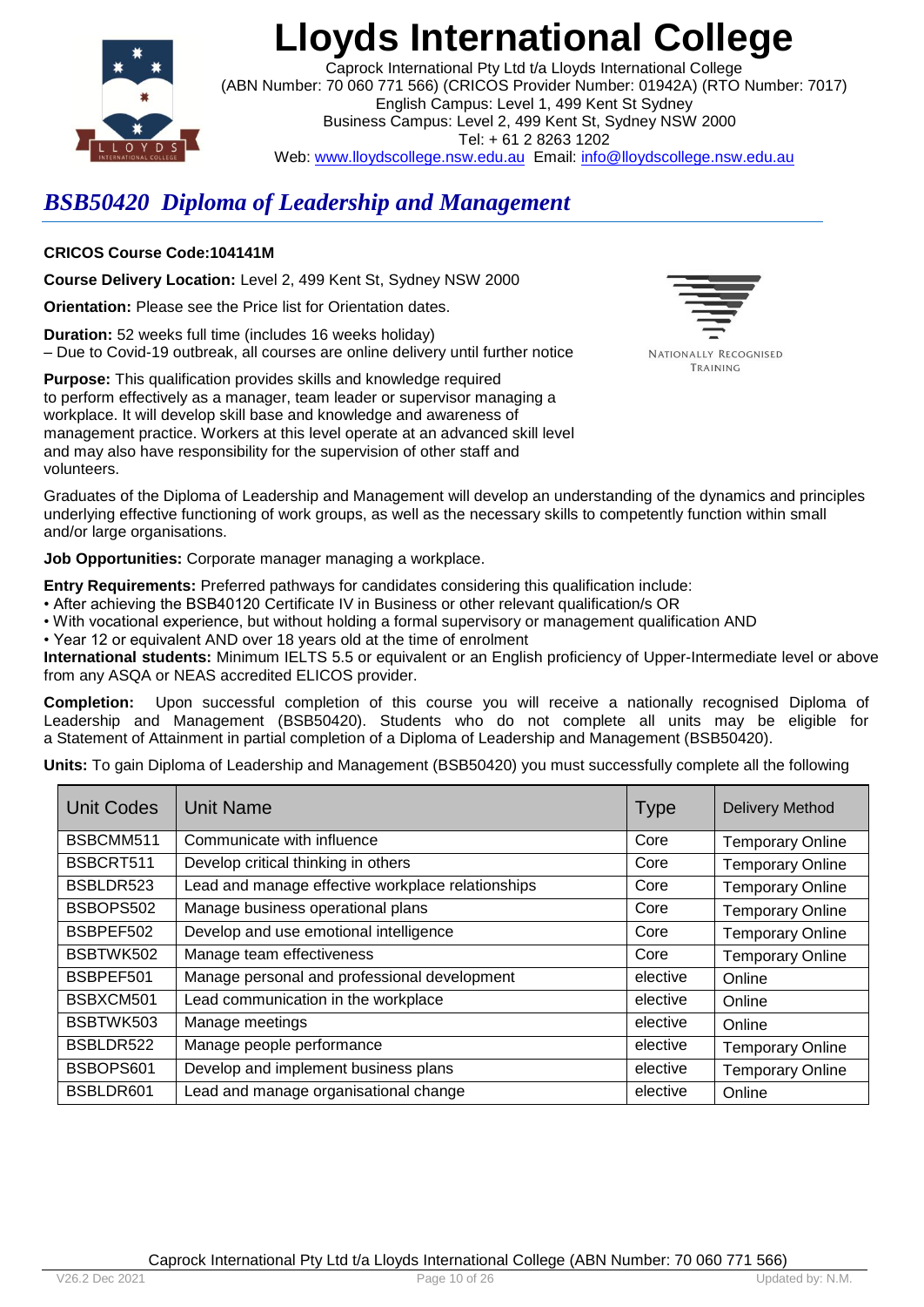# Lloyds International College

Caprock International Pty Ltd t/a Lloyds International College
(ABN Number: 70 060 771 566) (CRICOS Provider Number: 01942A) (RTO Number: 7017)
English Campus: Level 1, 499 Kent St Sydney
Business Campus: Level 2, 499 Kent St, Sydney NSW 2000
Tel: + 61 2 8263 1202
Web: www.lloydscollege.nsw.edu.au Email: info@lloydscollege.nsw.edu.au

## *BSB50420 Diploma of Leadership and Management*

**CRICOS Course Code:104141M**

**Course Delivery Location:** Level 2, 499 Kent St, Sydney NSW 2000

**Orientation:** Please see the Price list for Orientation dates.

**Duration:** 52 weeks full time (includes 16 weeks holiday)
– Due to Covid-19 outbreak, all courses are online delivery until further notice

NATIONALLY RECOGNISED TRAINING

**Purpose:** This qualification provides skills and knowledge required to perform effectively as a manager, team leader or supervisor managing a workplace. It will develop skill base and knowledge and awareness of management practice. Workers at this level operate at an advanced skill level and may also have responsibility for the supervision of other staff and volunteers.

Graduates of the Diploma of Leadership and Management will develop an understanding of the dynamics and principles underlying effective functioning of work groups, as well as the necessary skills to competently function within small and/or large organisations.

**Job Opportunities:** Corporate manager managing a workplace.

**Entry Requirements:** Preferred pathways for candidates considering this qualification include:
- After achieving the BSB40120 Certificate IV in Business or other relevant qualification/s OR
- With vocational experience, but without holding a formal supervisory or management qualification AND
- Year 12 or equivalent AND over 18 years old at the time of enrolment

**International students:** Minimum IELTS 5.5 or equivalent or an English proficiency of Upper-Intermediate level or above from any ASQA or NEAS accredited ELICOS provider.

**Completion:** Upon successful completion of this course you will receive a nationally recognised Diploma of Leadership and Management (BSB50420). Students who do not complete all units may be eligible for a Statement of Attainment in partial completion of a Diploma of Leadership and Management (BSB50420).

**Units:** To gain Diploma of Leadership and Management (BSB50420) you must successfully complete all the following

| Unit Codes | Unit Name | Type | Delivery Method |
|---|---|---|---|
| BSBCMM511 | Communicate with influence | Core | Temporary Online |
| BSBCRT511 | Develop critical thinking in others | Core | Temporary Online |
| BSBLDR523 | Lead and manage effective workplace relationships | Core | Temporary Online |
| BSBOPS502 | Manage business operational plans | Core | Temporary Online |
| BSBPEF502 | Develop and use emotional intelligence | Core | Temporary Online |
| BSBTWK502 | Manage team effectiveness | Core | Temporary Online |
| BSBPEF501 | Manage personal and professional development | elective | Online |
| BSBXCM501 | Lead communication in the workplace | elective | Online |
| BSBTWK503 | Manage meetings | elective | Online |
| BSBLDR522 | Manage people performance | elective | Temporary Online |
| BSBOPS601 | Develop and implement business plans | elective | Temporary Online |
| BSBLDR601 | Lead and manage organisational change | elective | Online |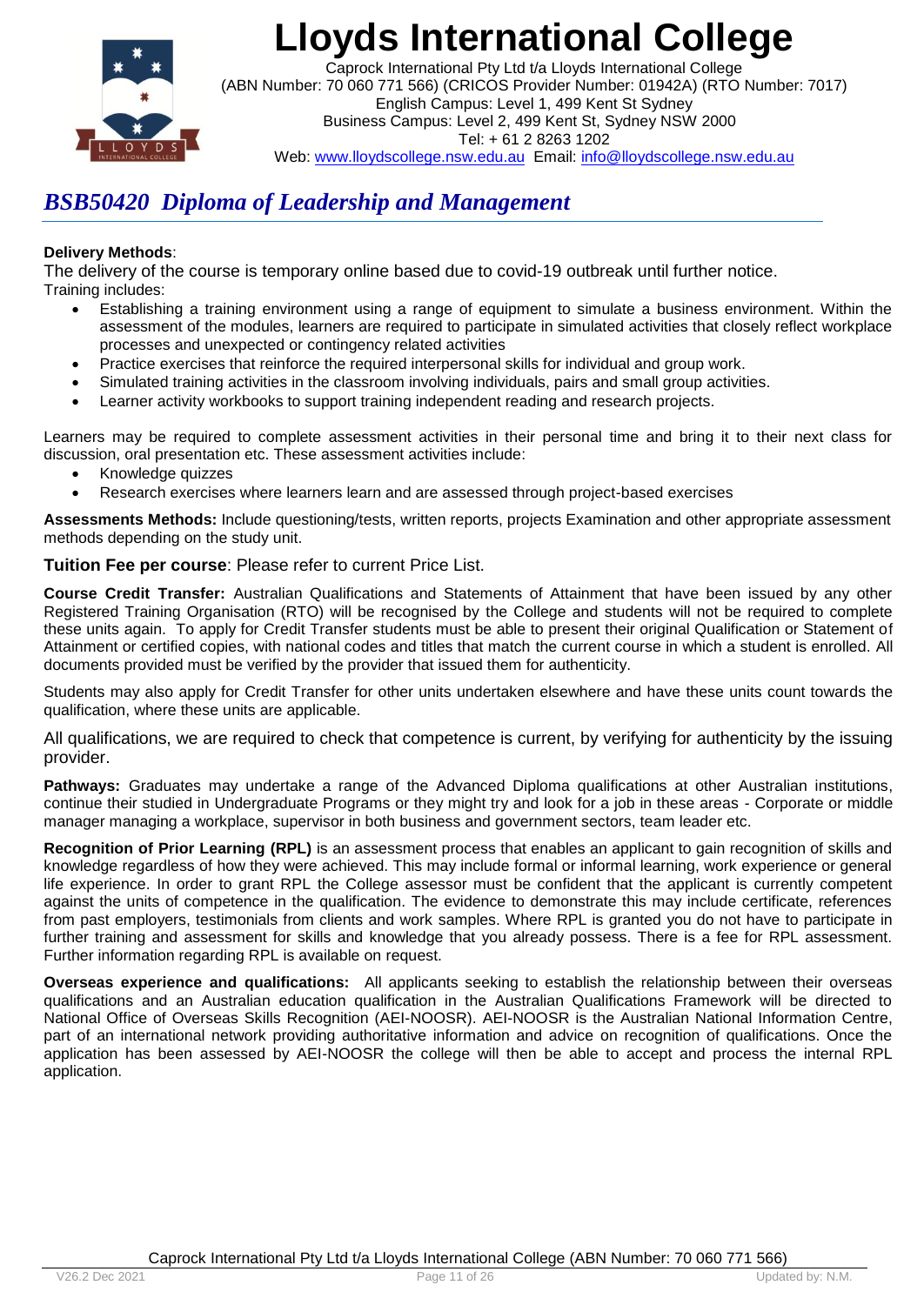# Lloyds International College

Caprock International Pty Ltd t/a Lloyds International College
(ABN Number: 70 060 771 566) (CRICOS Provider Number: 01942A) (RTO Number: 7017)
English Campus: Level 1, 499 Kent St Sydney
Business Campus: Level 2, 499 Kent St, Sydney NSW 2000
Tel: + 61 2 8263 1202
Web: www.lloydscollege.nsw.edu.au Email: info@lloydscollege.nsw.edu.au

## *BSB50420 Diploma of Leadership and Management*

**Delivery Methods**:

The delivery of the course is temporary online based due to covid-19 outbreak until further notice.

Training includes:

- Establishing a training environment using a range of equipment to simulate a business environment. Within the assessment of the modules, learners are required to participate in simulated activities that closely reflect workplace processes and unexpected or contingency related activities
- Practice exercises that reinforce the required interpersonal skills for individual and group work.
- Simulated training activities in the classroom involving individuals, pairs and small group activities.
- Learner activity workbooks to support training independent reading and research projects.

Learners may be required to complete assessment activities in their personal time and bring it to their next class for discussion, oral presentation etc. These assessment activities include:

- Knowledge quizzes
- Research exercises where learners learn and are assessed through project-based exercises

**Assessments Methods:** Include questioning/tests, written reports, projects Examination and other appropriate assessment methods depending on the study unit.

**Tuition Fee per course**: Please refer to current Price List.

**Course Credit Transfer:** Australian Qualifications and Statements of Attainment that have been issued by any other Registered Training Organisation (RTO) will be recognised by the College and students will not be required to complete these units again. To apply for Credit Transfer students must be able to present their original Qualification or Statement of Attainment or certified copies, with national codes and titles that match the current course in which a student is enrolled. All documents provided must be verified by the provider that issued them for authenticity.

Students may also apply for Credit Transfer for other units undertaken elsewhere and have these units count towards the qualification, where these units are applicable.

All qualifications, we are required to check that competence is current, by verifying for authenticity by the issuing provider.

**Pathways:** Graduates may undertake a range of the Advanced Diploma qualifications at other Australian institutions, continue their studied in Undergraduate Programs or they might try and look for a job in these areas - Corporate or middle manager managing a workplace, supervisor in both business and government sectors, team leader etc.

**Recognition of Prior Learning (RPL)** is an assessment process that enables an applicant to gain recognition of skills and knowledge regardless of how they were achieved. This may include formal or informal learning, work experience or general life experience. In order to grant RPL the College assessor must be confident that the applicant is currently competent against the units of competence in the qualification. The evidence to demonstrate this may include certificate, references from past employers, testimonials from clients and work samples. Where RPL is granted you do not have to participate in further training and assessment for skills and knowledge that you already possess. There is a fee for RPL assessment. Further information regarding RPL is available on request.

**Overseas experience and qualifications:** All applicants seeking to establish the relationship between their overseas qualifications and an Australian education qualification in the Australian Qualifications Framework will be directed to National Office of Overseas Skills Recognition (AEI-NOOSR). AEI-NOOSR is the Australian National Information Centre, part of an international network providing authoritative information and advice on recognition of qualifications. Once the application has been assessed by AEI-NOOSR the college will then be able to accept and process the internal RPL application.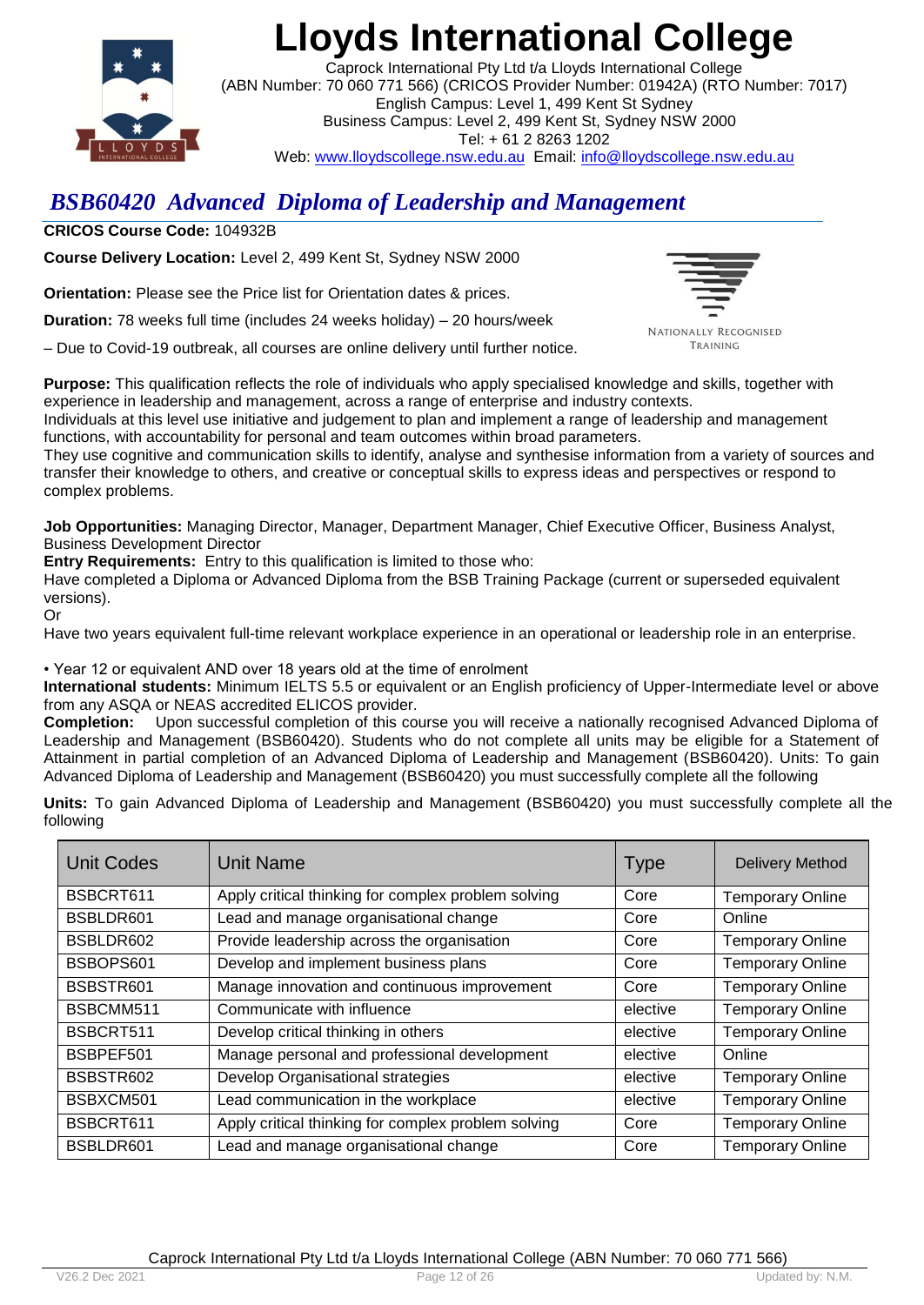# Lloyds International College

Caprock International Pty Ltd t/a Lloyds International College
(ABN Number: 70 060 771 566) (CRICOS Provider Number: 01942A) (RTO Number: 7017)
English Campus: Level 1, 499 Kent St Sydney
Business Campus: Level 2, 499 Kent St, Sydney NSW 2000
Tel: + 61 2 8263 1202
Web: www.lloydscollege.nsw.edu.au Email: info@lloydscollege.nsw.edu.au

## *BSB60420 Advanced Diploma of Leadership and Management*

**CRICOS Course Code:** 104932B

**Course Delivery Location:** Level 2, 499 Kent St, Sydney NSW 2000

**Orientation:** Please see the Price list for Orientation dates & prices.

**Duration:** 78 weeks full time (includes 24 weeks holiday) – 20 hours/week

– Due to Covid-19 outbreak, all courses are online delivery until further notice.

NATIONALLY RECOGNISED TRAINING

**Purpose:** This qualification reflects the role of individuals who apply specialised knowledge and skills, together with experience in leadership and management, across a range of enterprise and industry contexts.
Individuals at this level use initiative and judgement to plan and implement a range of leadership and management functions, with accountability for personal and team outcomes within broad parameters.
They use cognitive and communication skills to identify, analyse and synthesise information from a variety of sources and transfer their knowledge to others, and creative or conceptual skills to express ideas and perspectives or respond to complex problems.

**Job Opportunities:** Managing Director, Manager, Department Manager, Chief Executive Officer, Business Analyst, Business Development Director
**Entry Requirements:** Entry to this qualification is limited to those who:
Have completed a Diploma or Advanced Diploma from the BSB Training Package (current or superseded equivalent versions).
Or
Have two years equivalent full-time relevant workplace experience in an operational or leadership role in an enterprise.

• Year 12 or equivalent AND over 18 years old at the time of enrolment
**International students:** Minimum IELTS 5.5 or equivalent or an English proficiency of Upper-Intermediate level or above from any ASQA or NEAS accredited ELICOS provider.
**Completion:** Upon successful completion of this course you will receive a nationally recognised Advanced Diploma of Leadership and Management (BSB60420). Students who do not complete all units may be eligible for a Statement of Attainment in partial completion of an Advanced Diploma of Leadership and Management (BSB60420). Units: To gain Advanced Diploma of Leadership and Management (BSB60420) you must successfully complete all the following

**Units:** To gain Advanced Diploma of Leadership and Management (BSB60420) you must successfully complete all the following

| Unit Codes | Unit Name | Type | Delivery Method |
|---|---|---|---|
| BSBCRT611 | Apply critical thinking for complex problem solving | Core | Temporary Online |
| BSBLDR601 | Lead and manage organisational change | Core | Online |
| BSBLDR602 | Provide leadership across the organisation | Core | Temporary Online |
| BSBOPS601 | Develop and implement business plans | Core | Temporary Online |
| BSBSTR601 | Manage innovation and continuous improvement | Core | Temporary Online |
| BSBCMM511 | Communicate with influence | elective | Temporary Online |
| BSBCRT511 | Develop critical thinking in others | elective | Temporary Online |
| BSBPEF501 | Manage personal and professional development | elective | Online |
| BSBSTR602 | Develop Organisational strategies | elective | Temporary Online |
| BSBXCM501 | Lead communication in the workplace | elective | Temporary Online |
| BSBCRT611 | Apply critical thinking for complex problem solving | Core | Temporary Online |
| BSBLDR601 | Lead and manage organisational change | Core | Temporary Online |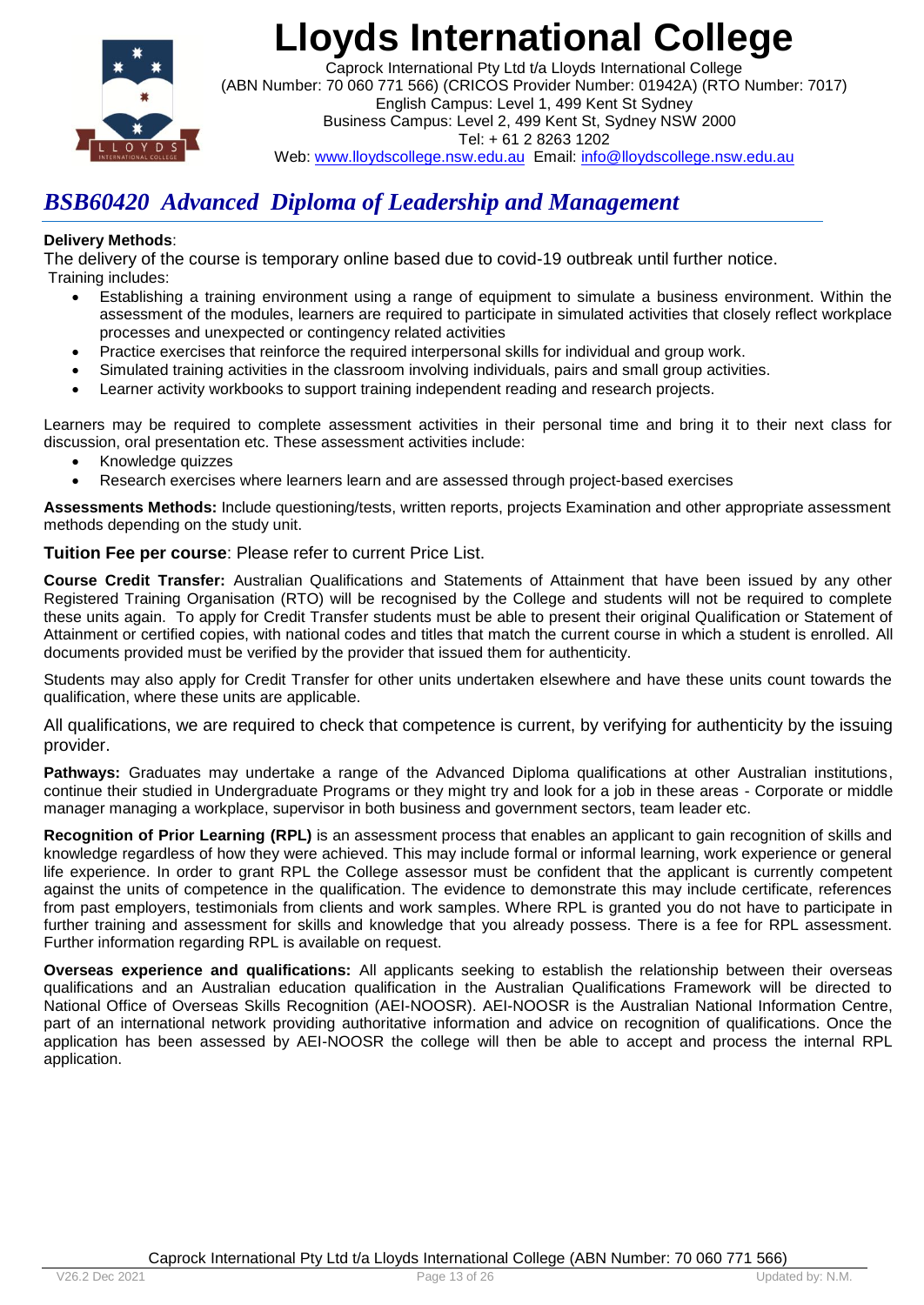# Lloyds International College

Caprock International Pty Ltd t/a Lloyds International College
(ABN Number: 70 060 771 566) (CRICOS Provider Number: 01942A) (RTO Number: 7017)
English Campus: Level 1, 499 Kent St Sydney
Business Campus: Level 2, 499 Kent St, Sydney NSW 2000
Tel: + 61 2 8263 1202
Web: www.lloydscollege.nsw.edu.au Email: info@lloydscollege.nsw.edu.au

## *BSB60420 Advanced Diploma of Leadership and Management*

**Delivery Methods**:

The delivery of the course is temporary online based due to covid-19 outbreak until further notice.

Training includes:

- Establishing a training environment using a range of equipment to simulate a business environment. Within the assessment of the modules, learners are required to participate in simulated activities that closely reflect workplace processes and unexpected or contingency related activities
- Practice exercises that reinforce the required interpersonal skills for individual and group work.
- Simulated training activities in the classroom involving individuals, pairs and small group activities.
- Learner activity workbooks to support training independent reading and research projects.

Learners may be required to complete assessment activities in their personal time and bring it to their next class for discussion, oral presentation etc. These assessment activities include:

- Knowledge quizzes
- Research exercises where learners learn and are assessed through project-based exercises

**Assessments Methods:** Include questioning/tests, written reports, projects Examination and other appropriate assessment methods depending on the study unit.

**Tuition Fee per course**: Please refer to current Price List.

**Course Credit Transfer:** Australian Qualifications and Statements of Attainment that have been issued by any other Registered Training Organisation (RTO) will be recognised by the College and students will not be required to complete these units again. To apply for Credit Transfer students must be able to present their original Qualification or Statement of Attainment or certified copies, with national codes and titles that match the current course in which a student is enrolled. All documents provided must be verified by the provider that issued them for authenticity.

Students may also apply for Credit Transfer for other units undertaken elsewhere and have these units count towards the qualification, where these units are applicable.

All qualifications, we are required to check that competence is current, by verifying for authenticity by the issuing provider.

**Pathways:** Graduates may undertake a range of the Advanced Diploma qualifications at other Australian institutions, continue their studied in Undergraduate Programs or they might try and look for a job in these areas - Corporate or middle manager managing a workplace, supervisor in both business and government sectors, team leader etc.

**Recognition of Prior Learning (RPL)** is an assessment process that enables an applicant to gain recognition of skills and knowledge regardless of how they were achieved. This may include formal or informal learning, work experience or general life experience. In order to grant RPL the College assessor must be confident that the applicant is currently competent against the units of competence in the qualification. The evidence to demonstrate this may include certificate, references from past employers, testimonials from clients and work samples. Where RPL is granted you do not have to participate in further training and assessment for skills and knowledge that you already possess. There is a fee for RPL assessment. Further information regarding RPL is available on request.

**Overseas experience and qualifications:** All applicants seeking to establish the relationship between their overseas qualifications and an Australian education qualification in the Australian Qualifications Framework will be directed to National Office of Overseas Skills Recognition (AEI-NOOSR). AEI-NOOSR is the Australian National Information Centre, part of an international network providing authoritative information and advice on recognition of qualifications. Once the application has been assessed by AEI-NOOSR the college will then be able to accept and process the internal RPL application.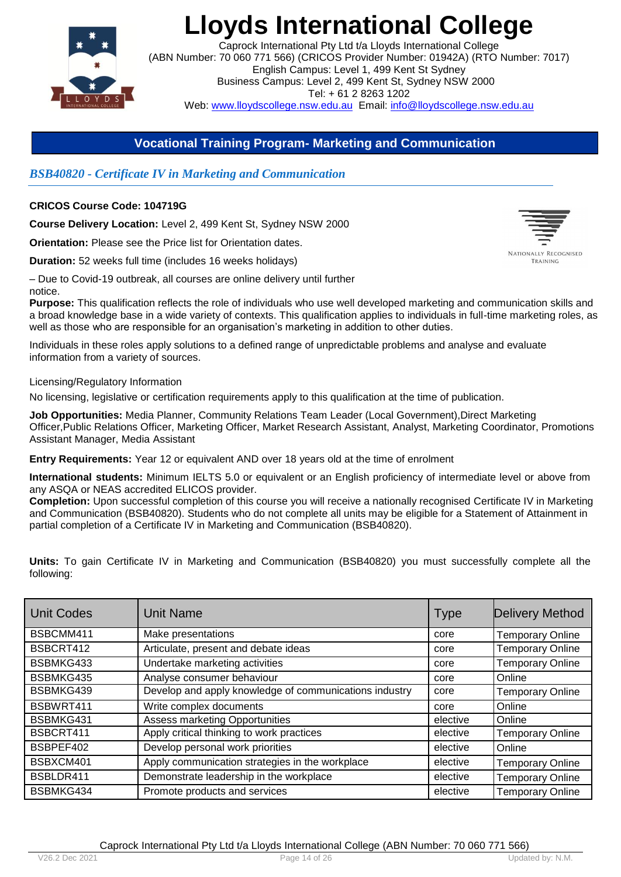# Lloyds International College

Caprock International Pty Ltd t/a Lloyds International College
(ABN Number: 70 060 771 566) (CRICOS Provider Number: 01942A) (RTO Number: 7017)
English Campus: Level 1, 499 Kent St Sydney
Business Campus: Level 2, 499 Kent St, Sydney NSW 2000
Tel: + 61 2 8263 1202
Web: www.lloydscollege.nsw.edu.au Email: info@lloydscollege.nsw.edu.au

## Vocational Training Program- Marketing and Communication

### *BSB40820 - Certificate IV in Marketing and Communication*

**CRICOS Course Code: 104719G**

**Course Delivery Location:** Level 2, 499 Kent St, Sydney NSW 2000

**Orientation:** Please see the Price list for Orientation dates.

**Duration:** 52 weeks full time (includes 16 weeks holidays)

– Due to Covid-19 outbreak, all courses are online delivery until further notice.

**Purpose:** This qualification reflects the role of individuals who use well developed marketing and communication skills and a broad knowledge base in a wide variety of contexts. This qualification applies to individuals in full-time marketing roles, as well as those who are responsible for an organisation's marketing in addition to other duties.

Individuals in these roles apply solutions to a defined range of unpredictable problems and analyse and evaluate information from a variety of sources.

Licensing/Regulatory Information

No licensing, legislative or certification requirements apply to this qualification at the time of publication.

**Job Opportunities:** Media Planner, Community Relations Team Leader (Local Government),Direct Marketing Officer,Public Relations Officer, Marketing Officer, Market Research Assistant, Analyst, Marketing Coordinator, Promotions Assistant Manager, Media Assistant

**Entry Requirements:** Year 12 or equivalent AND over 18 years old at the time of enrolment

**International students:** Minimum IELTS 5.0 or equivalent or an English proficiency of intermediate level or above from any ASQA or NEAS accredited ELICOS provider.

**Completion:** Upon successful completion of this course you will receive a nationally recognised Certificate IV in Marketing and Communication (BSB40820). Students who do not complete all units may be eligible for a Statement of Attainment in partial completion of a Certificate IV in Marketing and Communication (BSB40820).

**Units:** To gain Certificate IV in Marketing and Communication (BSB40820) you must successfully complete all the following:

| Unit Codes | Unit Name | Type | Delivery Method |
|---|---|---|---|
| BSBCMM411 | Make presentations | core | Temporary Online |
| BSBCRT412 | Articulate, present and debate ideas | core | Temporary Online |
| BSBMKG433 | Undertake marketing activities | core | Temporary Online |
| BSBMKG435 | Analyse consumer behaviour | core | Online |
| BSBMKG439 | Develop and apply knowledge of communications industry | core | Temporary Online |
| BSBWRT411 | Write complex documents | core | Online |
| BSBMKG431 | Assess marketing Opportunities | elective | Online |
| BSBCRT411 | Apply critical thinking to work practices | elective | Temporary Online |
| BSBPEF402 | Develop personal work priorities | elective | Online |
| BSBXCM401 | Apply communication strategies in the workplace | elective | Temporary Online |
| BSBLDR411 | Demonstrate leadership in the workplace | elective | Temporary Online |
| BSBMKG434 | Promote products and services | elective | Temporary Online |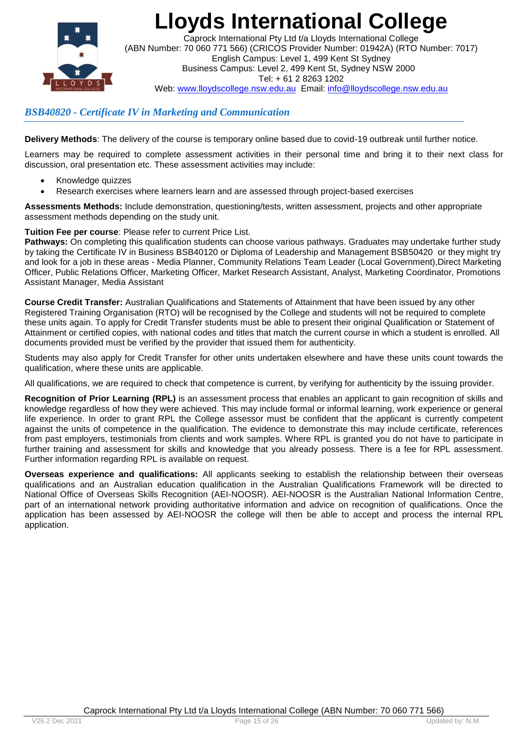# Lloyds International College

Caprock International Pty Ltd t/a Lloyds International College
(ABN Number: 70 060 771 566) (CRICOS Provider Number: 01942A) (RTO Number: 7017)
English Campus: Level 1, 499 Kent St Sydney
Business Campus: Level 2, 499 Kent St, Sydney NSW 2000
Tel: + 61 2 8263 1202
Web: www.lloydscollege.nsw.edu.au Email: info@lloydscollege.nsw.edu.au

## *BSB40820 - Certificate IV in Marketing and Communication*

**Delivery Methods**: The delivery of the course is temporary online based due to covid-19 outbreak until further notice.

Learners may be required to complete assessment activities in their personal time and bring it to their next class for discussion, oral presentation etc. These assessment activities may include:

- Knowledge quizzes
- Research exercises where learners learn and are assessed through project-based exercises

**Assessments Methods:** Include demonstration, questioning/tests, written assessment, projects and other appropriate assessment methods depending on the study unit.

**Tuition Fee per course**: Please refer to current Price List.

**Pathways:** On completing this qualification students can choose various pathways. Graduates may undertake further study by taking the Certificate IV in Business BSB40120 or Diploma of Leadership and Management BSB50420 or they might try and look for a job in these areas - Media Planner, Community Relations Team Leader (Local Government),Direct Marketing Officer, Public Relations Officer, Marketing Officer, Market Research Assistant, Analyst, Marketing Coordinator, Promotions Assistant Manager, Media Assistant

**Course Credit Transfer:** Australian Qualifications and Statements of Attainment that have been issued by any other Registered Training Organisation (RTO) will be recognised by the College and students will not be required to complete these units again. To apply for Credit Transfer students must be able to present their original Qualification or Statement of Attainment or certified copies, with national codes and titles that match the current course in which a student is enrolled. All documents provided must be verified by the provider that issued them for authenticity.

Students may also apply for Credit Transfer for other units undertaken elsewhere and have these units count towards the qualification, where these units are applicable.

All qualifications, we are required to check that competence is current, by verifying for authenticity by the issuing provider.

**Recognition of Prior Learning (RPL)** is an assessment process that enables an applicant to gain recognition of skills and knowledge regardless of how they were achieved. This may include formal or informal learning, work experience or general life experience. In order to grant RPL the College assessor must be confident that the applicant is currently competent against the units of competence in the qualification. The evidence to demonstrate this may include certificate, references from past employers, testimonials from clients and work samples. Where RPL is granted you do not have to participate in further training and assessment for skills and knowledge that you already possess. There is a fee for RPL assessment. Further information regarding RPL is available on request.

**Overseas experience and qualifications:** All applicants seeking to establish the relationship between their overseas qualifications and an Australian education qualification in the Australian Qualifications Framework will be directed to National Office of Overseas Skills Recognition (AEI-NOOSR). AEI-NOOSR is the Australian National Information Centre, part of an international network providing authoritative information and advice on recognition of qualifications. Once the application has been assessed by AEI-NOOSR the college will then be able to accept and process the internal RPL application.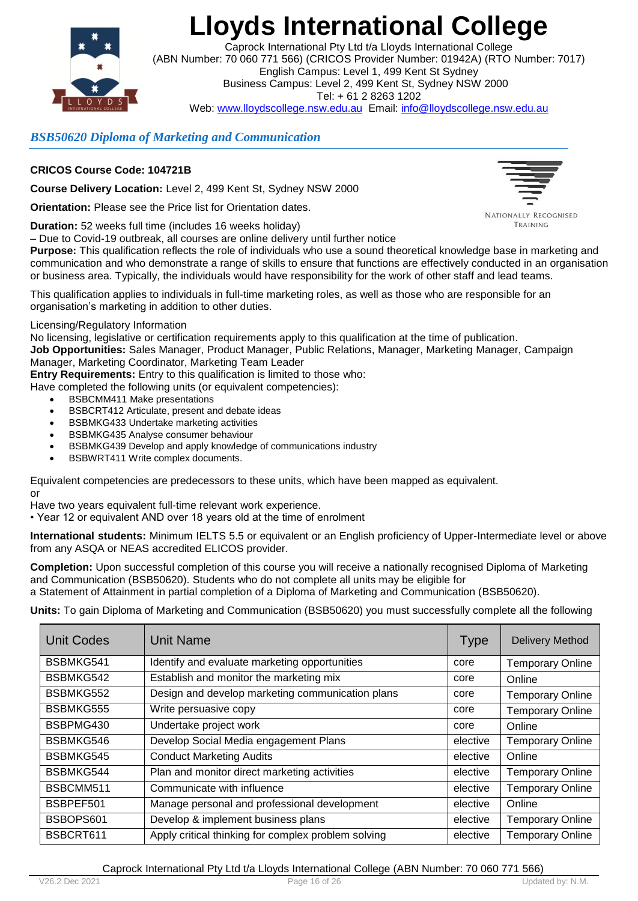# Lloyds International College

Caprock International Pty Ltd t/a Lloyds International College
(ABN Number: 70 060 771 566) (CRICOS Provider Number: 01942A) (RTO Number: 7017)
English Campus: Level 1, 499 Kent St Sydney
Business Campus: Level 2, 499 Kent St, Sydney NSW 2000
Tel: + 61 2 8263 1202
Web: www.lloydscollege.nsw.edu.au Email: info@lloydscollege.nsw.edu.au

## *BSB50620 Diploma of Marketing and Communication*

**CRICOS Course Code: 104721B**

**Course Delivery Location:** Level 2, 499 Kent St, Sydney NSW 2000

**Orientation:** Please see the Price list for Orientation dates.

NATIONALLY RECOGNISED TRAINING

**Duration:** 52 weeks full time (includes 16 weeks holiday)
– Due to Covid-19 outbreak, all courses are online delivery until further notice

**Purpose:** This qualification reflects the role of individuals who use a sound theoretical knowledge base in marketing and communication and who demonstrate a range of skills to ensure that functions are effectively conducted in an organisation or business area. Typically, the individuals would have responsibility for the work of other staff and lead teams.

This qualification applies to individuals in full-time marketing roles, as well as those who are responsible for an organisation's marketing in addition to other duties.

Licensing/Regulatory Information
No licensing, legislative or certification requirements apply to this qualification at the time of publication.

**Job Opportunities:** Sales Manager, Product Manager, Public Relations, Manager, Marketing Manager, Campaign Manager, Marketing Coordinator, Marketing Team Leader

**Entry Requirements:** Entry to this qualification is limited to those who:
Have completed the following units (or equivalent competencies):

- BSBCMM411 Make presentations
- BSBCRT412 Articulate, present and debate ideas
- BSBMKG433 Undertake marketing activities
- BSBMKG435 Analyse consumer behaviour
- BSBMKG439 Develop and apply knowledge of communications industry
- BSBWRT411 Write complex documents.

Equivalent competencies are predecessors to these units, which have been mapped as equivalent.
or
Have two years equivalent full-time relevant work experience.
• Year 12 or equivalent AND over 18 years old at the time of enrolment

**International students:** Minimum IELTS 5.5 or equivalent or an English proficiency of Upper-Intermediate level or above from any ASQA or NEAS accredited ELICOS provider.

**Completion:** Upon successful completion of this course you will receive a nationally recognised Diploma of Marketing and Communication (BSB50620). Students who do not complete all units may be eligible for a Statement of Attainment in partial completion of a Diploma of Marketing and Communication (BSB50620).

**Units:** To gain Diploma of Marketing and Communication (BSB50620) you must successfully complete all the following

| Unit Codes | Unit Name | Type | Delivery Method |
|---|---|---|---|
| BSBMKG541 | Identify and evaluate marketing opportunities | core | Temporary Online |
| BSBMKG542 | Establish and monitor the marketing mix | core | Online |
| BSBMKG552 | Design and develop marketing communication plans | core | Temporary Online |
| BSBMKG555 | Write persuasive copy | core | Temporary Online |
| BSBPMG430 | Undertake project work | core | Online |
| BSBMKG546 | Develop Social Media engagement Plans | elective | Temporary Online |
| BSBMKG545 | Conduct Marketing Audits | elective | Online |
| BSBMKG544 | Plan and monitor direct marketing activities | elective | Temporary Online |
| BSBCMM511 | Communicate with influence | elective | Temporary Online |
| BSBPEF501 | Manage personal and professional development | elective | Online |
| BSBOPS601 | Develop & implement business plans | elective | Temporary Online |
| BSBCRT611 | Apply critical thinking for complex problem solving | elective | Temporary Online |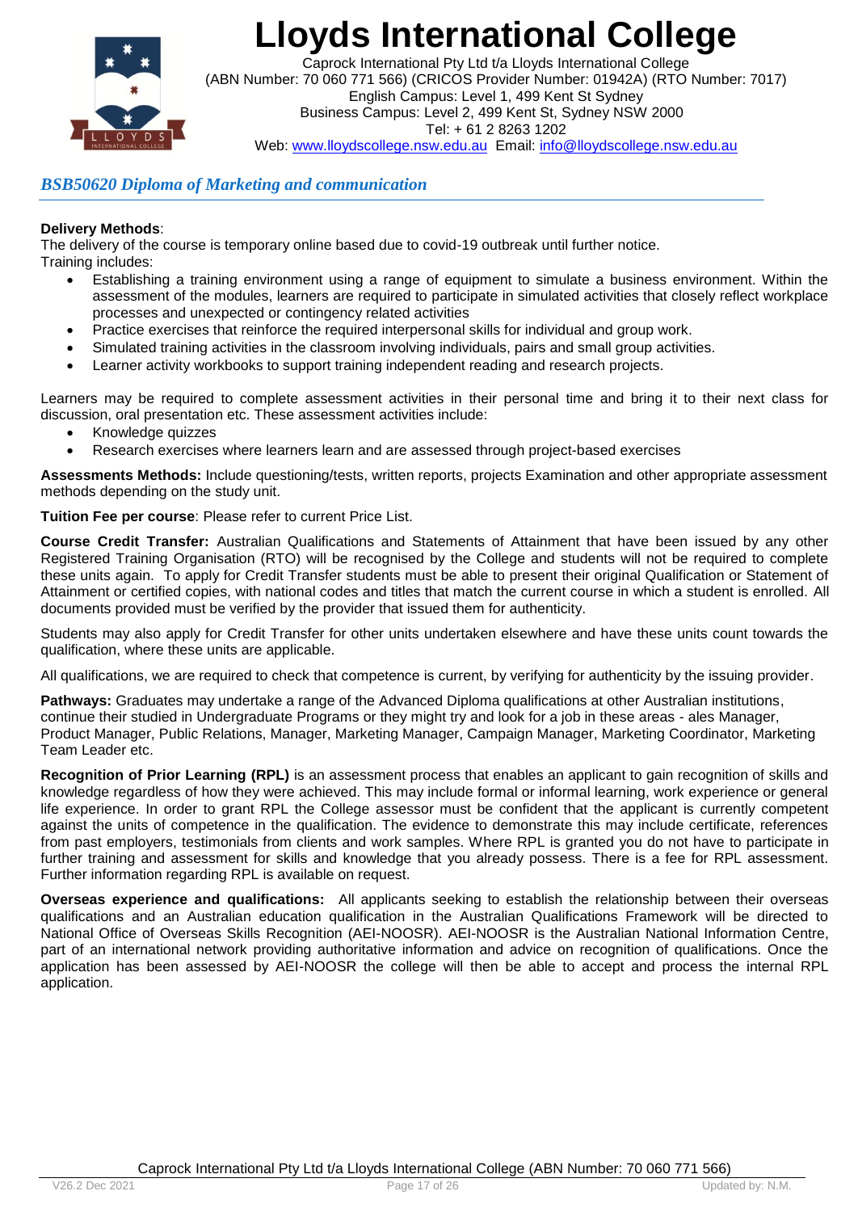# Lloyds International College

Caprock International Pty Ltd t/a Lloyds International College
(ABN Number: 70 060 771 566) (CRICOS Provider Number: 01942A) (RTO Number: 7017)
English Campus: Level 1, 499 Kent St Sydney
Business Campus: Level 2, 499 Kent St, Sydney NSW 2000
Tel: + 61 2 8263 1202
Web: www.lloydscollege.nsw.edu.au Email: info@lloydscollege.nsw.edu.au

## *BSB50620 Diploma of Marketing and communication*

**Delivery Methods**:
The delivery of the course is temporary online based due to covid-19 outbreak until further notice.
Training includes:

- Establishing a training environment using a range of equipment to simulate a business environment. Within the assessment of the modules, learners are required to participate in simulated activities that closely reflect workplace processes and unexpected or contingency related activities
- Practice exercises that reinforce the required interpersonal skills for individual and group work.
- Simulated training activities in the classroom involving individuals, pairs and small group activities.
- Learner activity workbooks to support training independent reading and research projects.

Learners may be required to complete assessment activities in their personal time and bring it to their next class for discussion, oral presentation etc. These assessment activities include:

- Knowledge quizzes
- Research exercises where learners learn and are assessed through project-based exercises

**Assessments Methods:** Include questioning/tests, written reports, projects Examination and other appropriate assessment methods depending on the study unit.

**Tuition Fee per course**: Please refer to current Price List.

**Course Credit Transfer:** Australian Qualifications and Statements of Attainment that have been issued by any other Registered Training Organisation (RTO) will be recognised by the College and students will not be required to complete these units again. To apply for Credit Transfer students must be able to present their original Qualification or Statement of Attainment or certified copies, with national codes and titles that match the current course in which a student is enrolled. All documents provided must be verified by the provider that issued them for authenticity.

Students may also apply for Credit Transfer for other units undertaken elsewhere and have these units count towards the qualification, where these units are applicable.

All qualifications, we are required to check that competence is current, by verifying for authenticity by the issuing provider.

**Pathways:** Graduates may undertake a range of the Advanced Diploma qualifications at other Australian institutions, continue their studied in Undergraduate Programs or they might try and look for a job in these areas - ales Manager, Product Manager, Public Relations, Manager, Marketing Manager, Campaign Manager, Marketing Coordinator, Marketing Team Leader etc.

**Recognition of Prior Learning (RPL)** is an assessment process that enables an applicant to gain recognition of skills and knowledge regardless of how they were achieved. This may include formal or informal learning, work experience or general life experience. In order to grant RPL the College assessor must be confident that the applicant is currently competent against the units of competence in the qualification. The evidence to demonstrate this may include certificate, references from past employers, testimonials from clients and work samples. Where RPL is granted you do not have to participate in further training and assessment for skills and knowledge that you already possess. There is a fee for RPL assessment. Further information regarding RPL is available on request.

**Overseas experience and qualifications:** All applicants seeking to establish the relationship between their overseas qualifications and an Australian education qualification in the Australian Qualifications Framework will be directed to National Office of Overseas Skills Recognition (AEI-NOOSR). AEI-NOOSR is the Australian National Information Centre, part of an international network providing authoritative information and advice on recognition of qualifications. Once the application has been assessed by AEI-NOOSR the college will then be able to accept and process the internal RPL application.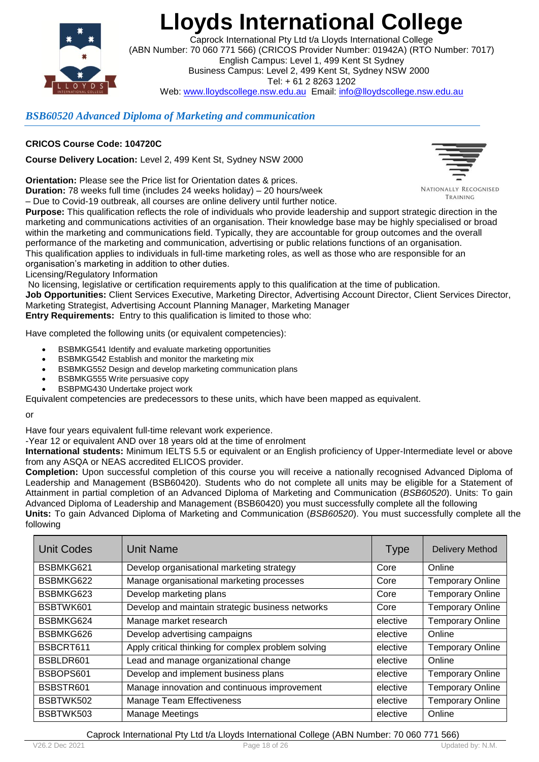# Lloyds International College

Caprock International Pty Ltd t/a Lloyds International College
(ABN Number: 70 060 771 566) (CRICOS Provider Number: 01942A) (RTO Number: 7017)
English Campus: Level 1, 499 Kent St Sydney
Business Campus: Level 2, 499 Kent St, Sydney NSW 2000
Tel: + 61 2 8263 1202
Web: www.lloydscollege.nsw.edu.au Email: info@lloydscollege.nsw.edu.au

## *BSB60520 Advanced Diploma of Marketing and communication*

**CRICOS Course Code: 104720C**

**Course Delivery Location:** Level 2, 499 Kent St, Sydney NSW 2000

NATIONALLY RECOGNISED TRAINING

**Orientation:** Please see the Price list for Orientation dates & prices.
**Duration:** 78 weeks full time (includes 24 weeks holiday) – 20 hours/week
– Due to Covid-19 outbreak, all courses are online delivery until further notice.
**Purpose:** This qualification reflects the role of individuals who provide leadership and support strategic direction in the marketing and communications activities of an organisation. Their knowledge base may be highly specialised or broad within the marketing and communications field. Typically, they are accountable for group outcomes and the overall performance of the marketing and communication, advertising or public relations functions of an organisation.
This qualification applies to individuals in full-time marketing roles, as well as those who are responsible for an organisation's marketing in addition to other duties.
Licensing/Regulatory Information
No licensing, legislative or certification requirements apply to this qualification at the time of publication.
**Job Opportunities:** Client Services Executive, Marketing Director, Advertising Account Director, Client Services Director, Marketing Strategist, Advertising Account Planning Manager, Marketing Manager
**Entry Requirements:** Entry to this qualification is limited to those who:

Have completed the following units (or equivalent competencies):

- BSBMKG541 Identify and evaluate marketing opportunities
- BSBMKG542 Establish and monitor the marketing mix
- BSBMKG552 Design and develop marketing communication plans
- BSBMKG555 Write persuasive copy
- BSBPMG430 Undertake project work

Equivalent competencies are predecessors to these units, which have been mapped as equivalent.

or

Have four years equivalent full-time relevant work experience.
-Year 12 or equivalent AND over 18 years old at the time of enrolment
**International students:** Minimum IELTS 5.5 or equivalent or an English proficiency of Upper-Intermediate level or above from any ASQA or NEAS accredited ELICOS provider.
**Completion:** Upon successful completion of this course you will receive a nationally recognised Advanced Diploma of Leadership and Management (BSB60420). Students who do not complete all units may be eligible for a Statement of Attainment in partial completion of an Advanced Diploma of Marketing and Communication (*BSB60520*). Units: To gain Advanced Diploma of Leadership and Management (BSB60420) you must successfully complete all the following
**Units:** To gain Advanced Diploma of Marketing and Communication (*BSB60520*). You must successfully complete all the following

| Unit Codes | Unit Name | Type | Delivery Method |
|---|---|---|---|
| BSBMKG621 | Develop organisational marketing strategy | Core | Online |
| BSBMKG622 | Manage organisational marketing processes | Core | Temporary Online |
| BSBMKG623 | Develop marketing plans | Core | Temporary Online |
| BSBTWK601 | Develop and maintain strategic business networks | Core | Temporary Online |
| BSBMKG624 | Manage market research | elective | Temporary Online |
| BSBMKG626 | Develop advertising campaigns | elective | Online |
| BSBCRT611 | Apply critical thinking for complex problem solving | elective | Temporary Online |
| BSBLDR601 | Lead and manage organizational change | elective | Online |
| BSBOPS601 | Develop and implement business plans | elective | Temporary Online |
| BSBSTR601 | Manage innovation and continuous improvement | elective | Temporary Online |
| BSBTWK502 | Manage Team Effectiveness | elective | Temporary Online |
| BSBTWK503 | Manage Meetings | elective | Online |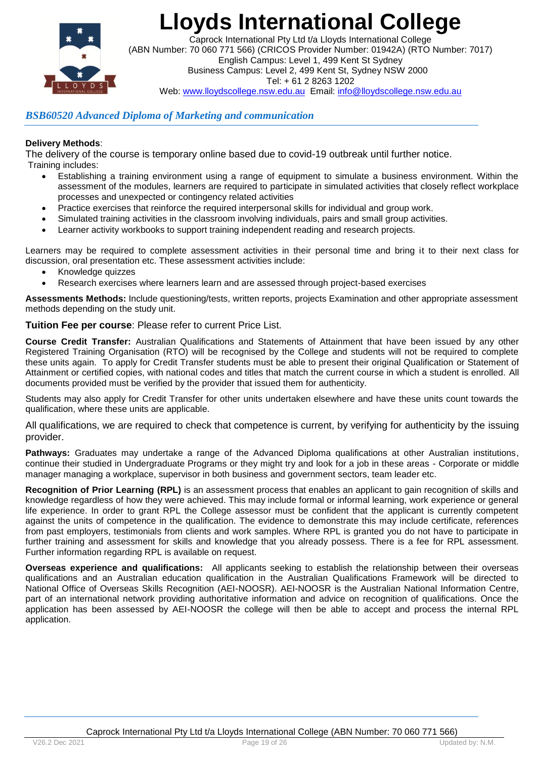*BSB60520 Advanced Diploma of Marketing and communication*

**Delivery Methods**:

The delivery of the course is temporary online based due to covid-19 outbreak until further notice.

Training includes:

- Establishing a training environment using a range of equipment to simulate a business environment. Within the assessment of the modules, learners are required to participate in simulated activities that closely reflect workplace processes and unexpected or contingency related activities
- Practice exercises that reinforce the required interpersonal skills for individual and group work.
- Simulated training activities in the classroom involving individuals, pairs and small group activities.
- Learner activity workbooks to support training independent reading and research projects.

Learners may be required to complete assessment activities in their personal time and bring it to their next class for discussion, oral presentation etc. These assessment activities include:

- Knowledge quizzes
- Research exercises where learners learn and are assessed through project-based exercises

**Assessments Methods:** Include questioning/tests, written reports, projects Examination and other appropriate assessment methods depending on the study unit.

**Tuition Fee per course**: Please refer to current Price List.

**Course Credit Transfer:** Australian Qualifications and Statements of Attainment that have been issued by any other Registered Training Organisation (RTO) will be recognised by the College and students will not be required to complete these units again. To apply for Credit Transfer students must be able to present their original Qualification or Statement of Attainment or certified copies, with national codes and titles that match the current course in which a student is enrolled. All documents provided must be verified by the provider that issued them for authenticity.

Students may also apply for Credit Transfer for other units undertaken elsewhere and have these units count towards the qualification, where these units are applicable.

All qualifications, we are required to check that competence is current, by verifying for authenticity by the issuing provider.

**Pathways:** Graduates may undertake a range of the Advanced Diploma qualifications at other Australian institutions, continue their studied in Undergraduate Programs or they might try and look for a job in these areas - Corporate or middle manager managing a workplace, supervisor in both business and government sectors, team leader etc.

**Recognition of Prior Learning (RPL)** is an assessment process that enables an applicant to gain recognition of skills and knowledge regardless of how they were achieved. This may include formal or informal learning, work experience or general life experience. In order to grant RPL the College assessor must be confident that the applicant is currently competent against the units of competence in the qualification. The evidence to demonstrate this may include certificate, references from past employers, testimonials from clients and work samples. Where RPL is granted you do not have to participate in further training and assessment for skills and knowledge that you already possess. There is a fee for RPL assessment. Further information regarding RPL is available on request.

**Overseas experience and qualifications:** All applicants seeking to establish the relationship between their overseas qualifications and an Australian education qualification in the Australian Qualifications Framework will be directed to National Office of Overseas Skills Recognition (AEI-NOOSR). AEI-NOOSR is the Australian National Information Centre, part of an international network providing authoritative information and advice on recognition of qualifications. Once the application has been assessed by AEI-NOOSR the college will then be able to accept and process the internal RPL application.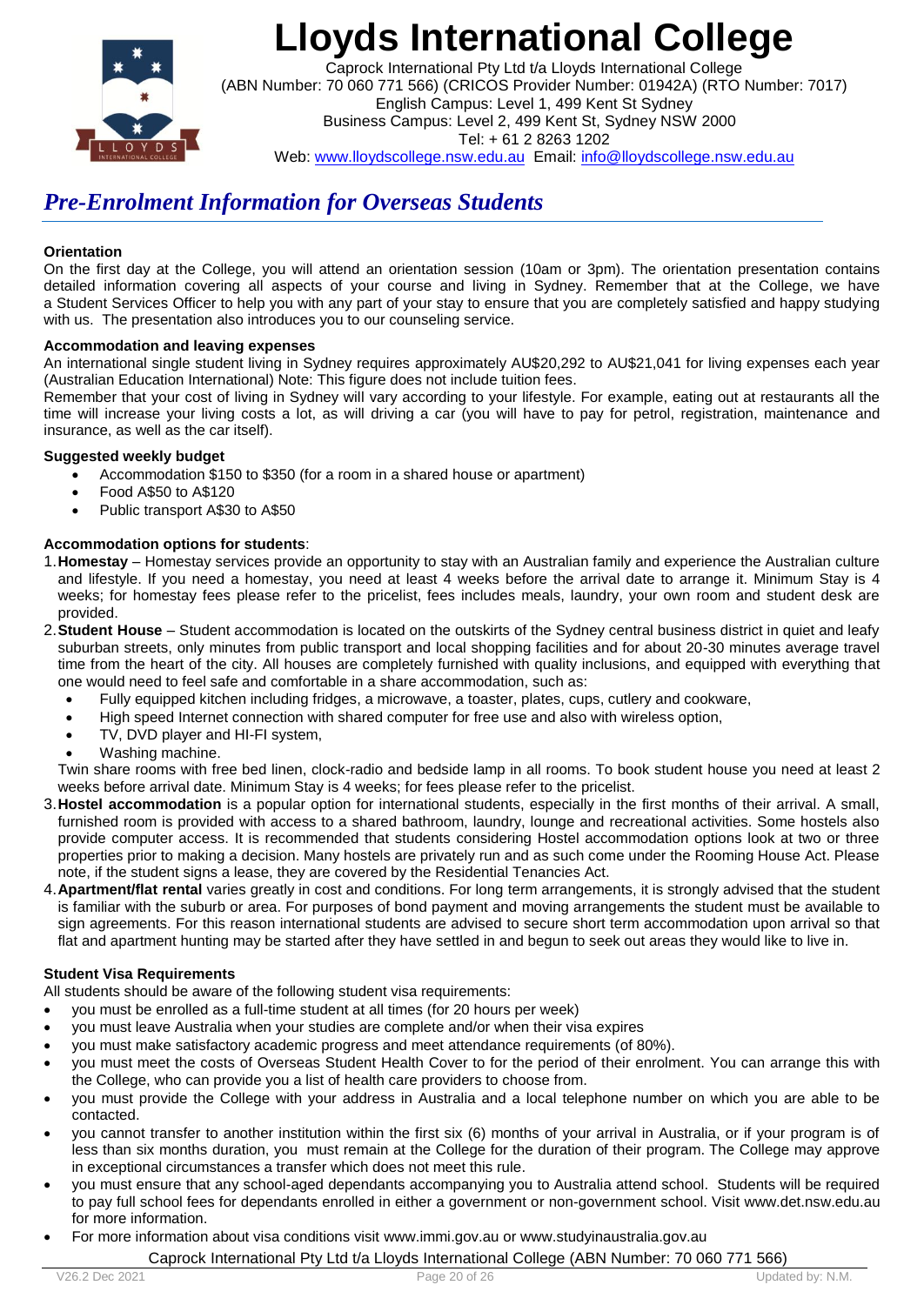# Lloyds International College

Caprock International Pty Ltd t/a Lloyds International College
(ABN Number: 70 060 771 566) (CRICOS Provider Number: 01942A) (RTO Number: 7017)
English Campus: Level 1, 499 Kent St Sydney
Business Campus: Level 2, 499 Kent St, Sydney NSW 2000
Tel: + 61 2 8263 1202
Web: www.lloydscollege.nsw.edu.au Email: info@lloydscollege.nsw.edu.au

## *Pre-Enrolment Information for Overseas Students*

**Orientation**

On the first day at the College, you will attend an orientation session (10am or 3pm). The orientation presentation contains detailed information covering all aspects of your course and living in Sydney. Remember that at the College, we have a Student Services Officer to help you with any part of your stay to ensure that you are completely satisfied and happy studying with us. The presentation also introduces you to our counseling service.

**Accommodation and leaving expenses**

An international single student living in Sydney requires approximately AU$20,292 to AU$21,041 for living expenses each year (Australian Education International) Note: This figure does not include tuition fees.

Remember that your cost of living in Sydney will vary according to your lifestyle. For example, eating out at restaurants all the time will increase your living costs a lot, as will driving a car (you will have to pay for petrol, registration, maintenance and insurance, as well as the car itself).

**Suggested weekly budget**

- Accommodation $150 to $350 (for a room in a shared house or apartment)
- Food A$50 to A$120
- Public transport A$30 to A$50

**Accommodation options for students**:

1. **Homestay** – Homestay services provide an opportunity to stay with an Australian family and experience the Australian culture and lifestyle. If you need a homestay, you need at least 4 weeks before the arrival date to arrange it. Minimum Stay is 4 weeks; for homestay fees please refer to the pricelist, fees includes meals, laundry, your own room and student desk are provided.
2. **Student House** – Student accommodation is located on the outskirts of the Sydney central business district in quiet and leafy suburban streets, only minutes from public transport and local shopping facilities and for about 20-30 minutes average travel time from the heart of the city. All houses are completely furnished with utility inclusions, and equipped with everything that one would need to feel safe and comfortable in a share accommodation, such as:
   - Fully equipped kitchen including fridges, a microwave, a toaster, plates, cups, cutlery and cookware,
   - High speed Internet connection with shared computer for free use and also with wireless option,
   - TV, DVD player and HI-FI system,
   - Washing machine.

   Twin share rooms with free bed linen, clock-radio and bedside lamp in all rooms. To book student house you need at least 2 weeks before arrival date. Minimum Stay is 4 weeks; for fees please refer to the pricelist.
3. **Hostel accommodation** is a popular option for international students, especially in the first months of their arrival. A small, furnished room is provided with access to a shared bathroom, laundry, lounge and recreational activities. Some hostels also provide computer access. It is recommended that students considering Hostel accommodation options look at two or three properties prior to making a decision. Many hostels are privately run and as such come under the Rooming House Act. Please note, if the student signs a lease, they are covered by the Residential Tenancies Act.
4. **Apartment/flat rental** varies greatly in cost and conditions. For long term arrangements, it is strongly advised that the student is familiar with the suburb or area. For purposes of bond payment and moving arrangements the student must be available to sign agreements. For this reason international students are advised to secure short term accommodation upon arrival so that flat and apartment hunting may be started after they have settled in and begun to seek out areas they would like to live in.

**Student Visa Requirements**

All students should be aware of the following student visa requirements:

- you must be enrolled as a full-time student at all times (for 20 hours per week)
- you must leave Australia when your studies are complete and/or when their visa expires
- you must make satisfactory academic progress and meet attendance requirements (of 80%).
- you must meet the costs of Overseas Student Health Cover to for the period of their enrolment. You can arrange this with the College, who can provide you a list of health care providers to choose from.
- you must provide the College with your address in Australia and a local telephone number on which you are able to be contacted.
- you cannot transfer to another institution within the first six (6) months of your arrival in Australia, or if your program is of less than six months duration, you must remain at the College for the duration of their program. The College may approve in exceptional circumstances a transfer which does not meet this rule.
- you must ensure that any school-aged dependants accompanying you to Australia attend school. Students will be required to pay full school fees for dependants enrolled in either a government or non-government school. Visit www.det.nsw.edu.au for more information.
- For more information about visa conditions visit www.immi.gov.au or www.studyinaustralia.gov.au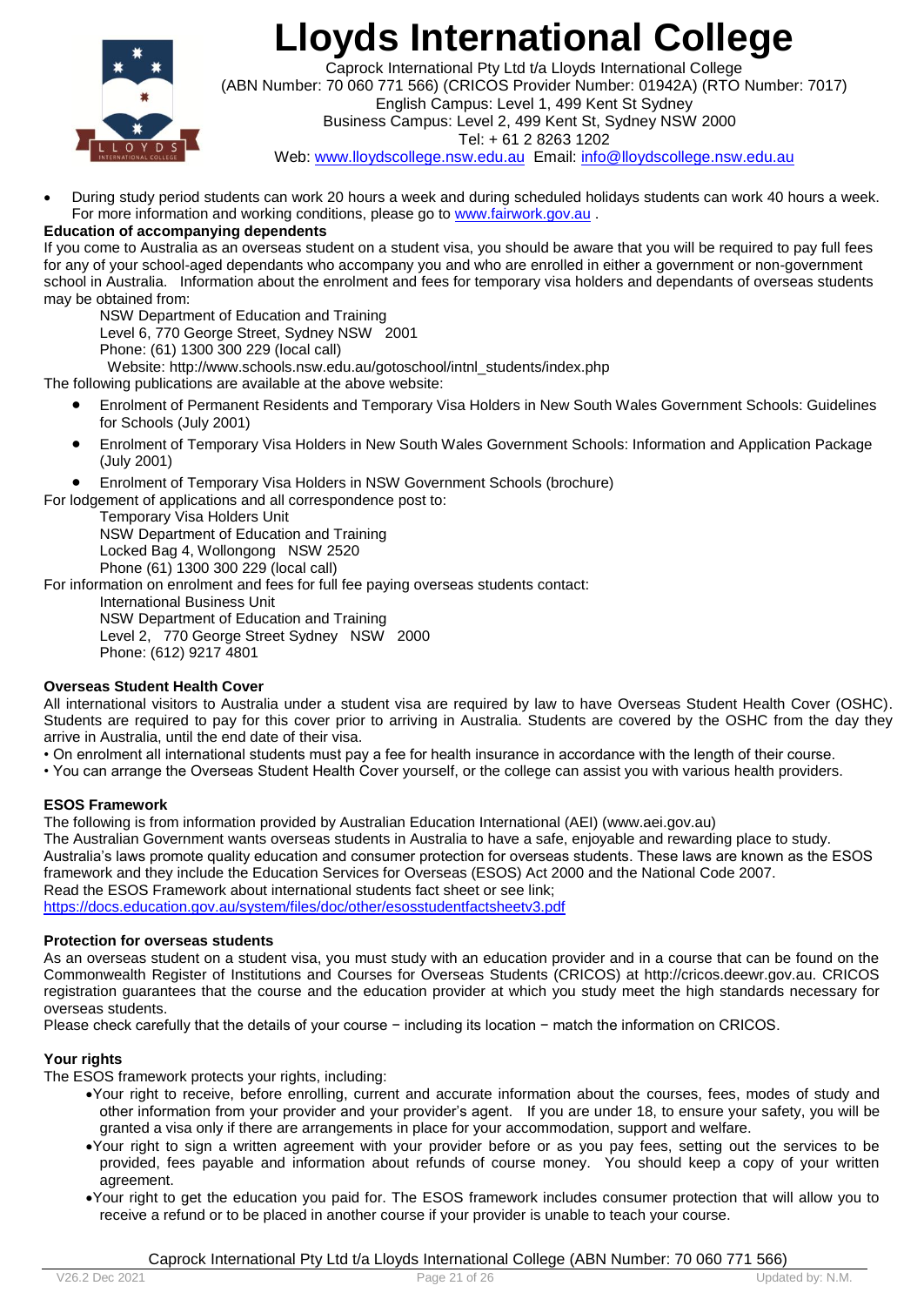- During study period students can work 20 hours a week and during scheduled holidays students can work 40 hours a week. For more information and working conditions, please go to www.fairwork.gov.au .

**Education of accompanying dependents**

If you come to Australia as an overseas student on a student visa, you should be aware that you will be required to pay full fees for any of your school-aged dependants who accompany you and who are enrolled in either a government or non-government school in Australia. Information about the enrolment and fees for temporary visa holders and dependants of overseas students may be obtained from:

NSW Department of Education and Training
Level 6, 770 George Street, Sydney NSW 2001
Phone: (61) 1300 300 229 (local call)
Website: http://www.schools.nsw.edu.au/gotoschool/intnl_students/index.php

The following publications are available at the above website:

- Enrolment of Permanent Residents and Temporary Visa Holders in New South Wales Government Schools: Guidelines for Schools (July 2001)
- Enrolment of Temporary Visa Holders in New South Wales Government Schools: Information and Application Package (July 2001)
- Enrolment of Temporary Visa Holders in NSW Government Schools (brochure)

For lodgement of applications and all correspondence post to:

Temporary Visa Holders Unit
NSW Department of Education and Training
Locked Bag 4, Wollongong NSW 2520
Phone (61) 1300 300 229 (local call)

For information on enrolment and fees for full fee paying overseas students contact:

International Business Unit
NSW Department of Education and Training
Level 2, 770 George Street Sydney NSW 2000
Phone: (612) 9217 4801

**Overseas Student Health Cover**

All international visitors to Australia under a student visa are required by law to have Overseas Student Health Cover (OSHC). Students are required to pay for this cover prior to arriving in Australia. Students are covered by the OSHC from the day they arrive in Australia, until the end date of their visa.

- On enrolment all international students must pay a fee for health insurance in accordance with the length of their course.
- You can arrange the Overseas Student Health Cover yourself, or the college can assist you with various health providers.

**ESOS Framework**

The following is from information provided by Australian Education International (AEI) (www.aei.gov.au)
The Australian Government wants overseas students in Australia to have a safe, enjoyable and rewarding place to study. Australia's laws promote quality education and consumer protection for overseas students. These laws are known as the ESOS framework and they include the Education Services for Overseas (ESOS) Act 2000 and the National Code 2007.
Read the ESOS Framework about international students fact sheet or see link;
https://docs.education.gov.au/system/files/doc/other/esosstudentfactsheetv3.pdf

**Protection for overseas students**

As an overseas student on a student visa, you must study with an education provider and in a course that can be found on the Commonwealth Register of Institutions and Courses for Overseas Students (CRICOS) at http://cricos.deewr.gov.au. CRICOS registration guarantees that the course and the education provider at which you study meet the high standards necessary for overseas students.
Please check carefully that the details of your course − including its location − match the information on CRICOS.

**Your rights**

The ESOS framework protects your rights, including:

- Your right to receive, before enrolling, current and accurate information about the courses, fees, modes of study and other information from your provider and your provider's agent. If you are under 18, to ensure your safety, you will be granted a visa only if there are arrangements in place for your accommodation, support and welfare.
- Your right to sign a written agreement with your provider before or as you pay fees, setting out the services to be provided, fees payable and information about refunds of course money. You should keep a copy of your written agreement.
- Your right to get the education you paid for. The ESOS framework includes consumer protection that will allow you to receive a refund or to be placed in another course if your provider is unable to teach your course.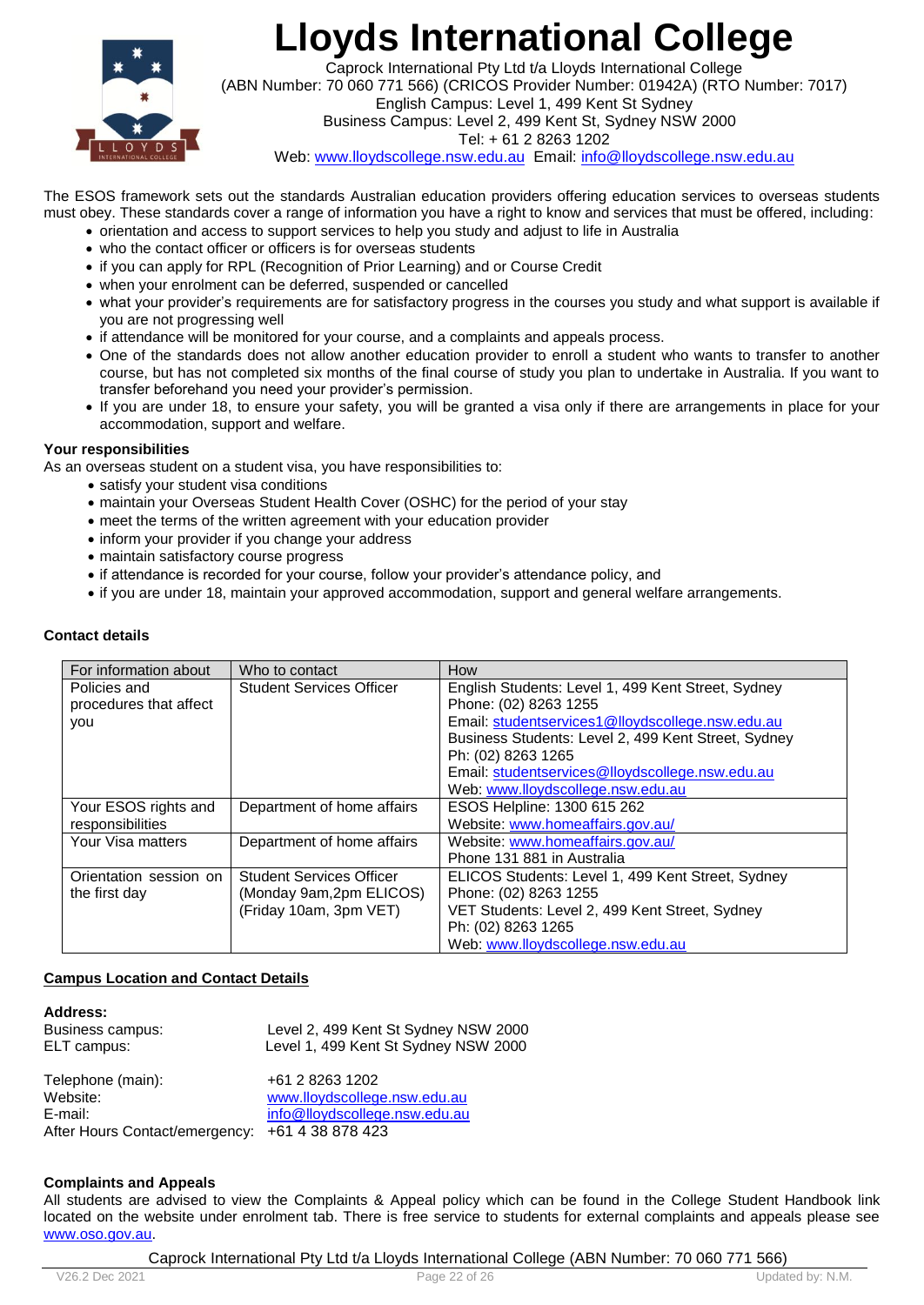# Lloyds International College

Caprock International Pty Ltd t/a Lloyds International College
(ABN Number: 70 060 771 566) (CRICOS Provider Number: 01942A) (RTO Number: 7017)
English Campus: Level 1, 499 Kent St Sydney
Business Campus: Level 2, 499 Kent St, Sydney NSW 2000
Tel: + 61 2 8263 1202
Web: www.lloydscollege.nsw.edu.au Email: info@lloydscollege.nsw.edu.au

The ESOS framework sets out the standards Australian education providers offering education services to overseas students must obey. These standards cover a range of information you have a right to know and services that must be offered, including:

- orientation and access to support services to help you study and adjust to life in Australia
- who the contact officer or officers is for overseas students
- if you can apply for RPL (Recognition of Prior Learning) and or Course Credit
- when your enrolment can be deferred, suspended or cancelled
- what your provider's requirements are for satisfactory progress in the courses you study and what support is available if you are not progressing well
- if attendance will be monitored for your course, and a complaints and appeals process.
- One of the standards does not allow another education provider to enroll a student who wants to transfer to another course, but has not completed six months of the final course of study you plan to undertake in Australia. If you want to transfer beforehand you need your provider's permission.
- If you are under 18, to ensure your safety, you will be granted a visa only if there are arrangements in place for your accommodation, support and welfare.

**Your responsibilities**

As an overseas student on a student visa, you have responsibilities to:

- satisfy your student visa conditions
- maintain your Overseas Student Health Cover (OSHC) for the period of your stay
- meet the terms of the written agreement with your education provider
- inform your provider if you change your address
- maintain satisfactory course progress
- if attendance is recorded for your course, follow your provider's attendance policy, and
- if you are under 18, maintain your approved accommodation, support and general welfare arrangements.

**Contact details**

| For information about | Who to contact | How |
|---|---|---|
| Policies and procedures that affect you | Student Services Officer | English Students: Level 1, 499 Kent Street, Sydney<br>Phone: (02) 8263 1255<br>Email: studentservices1@lloydscollege.nsw.edu.au<br>Business Students: Level 2, 499 Kent Street, Sydney<br>Ph: (02) 8263 1265<br>Email: studentservices@lloydscollege.nsw.edu.au<br>Web: www.lloydscollege.nsw.edu.au |
| Your ESOS rights and responsibilities | Department of home affairs | ESOS Helpline: 1300 615 262<br>Website: www.homeaffairs.gov.au/ |
| Your Visa matters | Department of home affairs | Website: www.homeaffairs.gov.au/<br>Phone 131 881 in Australia |
| Orientation session on the first day | Student Services Officer<br>(Monday 9am,2pm ELICOS)<br>(Friday 10am, 3pm VET) | ELICOS Students: Level 1, 499 Kent Street, Sydney<br>Phone: (02) 8263 1255<br>VET Students: Level 2, 499 Kent Street, Sydney<br>Ph: (02) 8263 1265<br>Web: www.lloydscollege.nsw.edu.au |

**Campus Location and Contact Details**

**Address:**

Business campus: Level 2, 499 Kent St Sydney NSW 2000
ELT campus: Level 1, 499 Kent St Sydney NSW 2000

Telephone (main): +61 2 8263 1202
Website: www.lloydscollege.nsw.edu.au
E-mail: info@lloydscollege.nsw.edu.au
After Hours Contact/emergency: +61 4 38 878 423

**Complaints and Appeals**

All students are advised to view the Complaints & Appeal policy which can be found in the College Student Handbook link located on the website under enrolment tab. There is free service to students for external complaints and appeals please see www.oso.gov.au.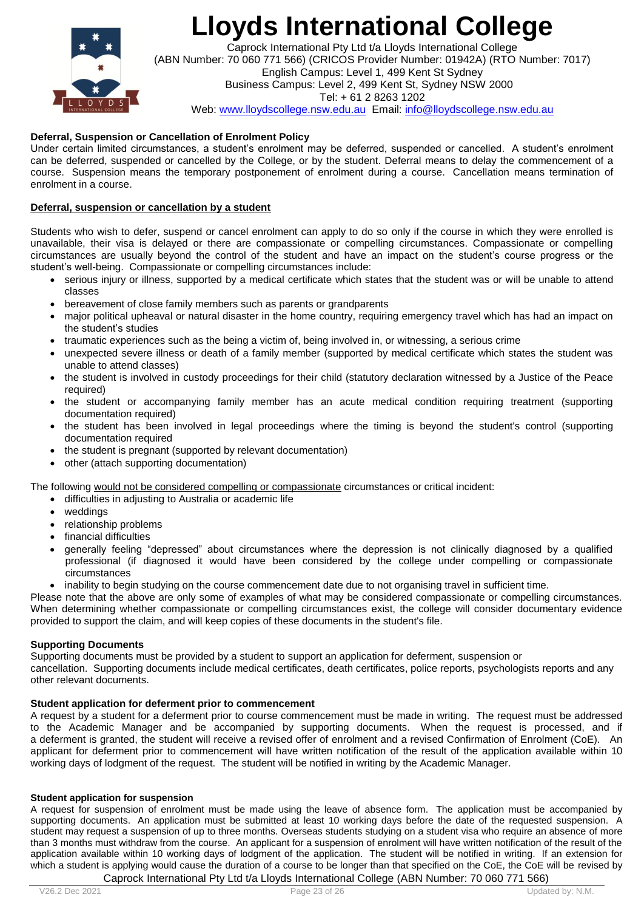# Lloyds International College

Caprock International Pty Ltd t/a Lloyds International College
(ABN Number: 70 060 771 566) (CRICOS Provider Number: 01942A) (RTO Number: 7017)
English Campus: Level 1, 499 Kent St Sydney
Business Campus: Level 2, 499 Kent St, Sydney NSW 2000
Tel: + 61 2 8263 1202
Web: www.lloydscollege.nsw.edu.au Email: info@lloydscollege.nsw.edu.au

**Deferral, Suspension or Cancellation of Enrolment Policy**

Under certain limited circumstances, a student's enrolment may be deferred, suspended or cancelled. A student's enrolment can be deferred, suspended or cancelled by the College, or by the student. Deferral means to delay the commencement of a course. Suspension means the temporary postponement of enrolment during a course. Cancellation means termination of enrolment in a course.

**Deferral, suspension or cancellation by a student**

Students who wish to defer, suspend or cancel enrolment can apply to do so only if the course in which they were enrolled is unavailable, their visa is delayed or there are compassionate or compelling circumstances. Compassionate or compelling circumstances are usually beyond the control of the student and have an impact on the student's course progress or the student's well-being. Compassionate or compelling circumstances include:

- serious injury or illness, supported by a medical certificate which states that the student was or will be unable to attend classes
- bereavement of close family members such as parents or grandparents
- major political upheaval or natural disaster in the home country, requiring emergency travel which has had an impact on the student's studies
- traumatic experiences such as the being a victim of, being involved in, or witnessing, a serious crime
- unexpected severe illness or death of a family member (supported by medical certificate which states the student was unable to attend classes)
- the student is involved in custody proceedings for their child (statutory declaration witnessed by a Justice of the Peace required)
- the student or accompanying family member has an acute medical condition requiring treatment (supporting documentation required)
- the student has been involved in legal proceedings where the timing is beyond the student's control (supporting documentation required
- the student is pregnant (supported by relevant documentation)
- other (attach supporting documentation)

The following would not be considered compelling or compassionate circumstances or critical incident:

- difficulties in adjusting to Australia or academic life
- weddings
- relationship problems
- financial difficulties
- generally feeling "depressed" about circumstances where the depression is not clinically diagnosed by a qualified professional (if diagnosed it would have been considered by the college under compelling or compassionate circumstances
- inability to begin studying on the course commencement date due to not organising travel in sufficient time.

Please note that the above are only some of examples of what may be considered compassionate or compelling circumstances. When determining whether compassionate or compelling circumstances exist, the college will consider documentary evidence provided to support the claim, and will keep copies of these documents in the student's file.

**Supporting Documents**

Supporting documents must be provided by a student to support an application for deferment, suspension or cancellation. Supporting documents include medical certificates, death certificates, police reports, psychologists reports and any other relevant documents.

**Student application for deferment prior to commencement**

A request by a student for a deferment prior to course commencement must be made in writing. The request must be addressed to the Academic Manager and be accompanied by supporting documents. When the request is processed, and if a deferment is granted, the student will receive a revised offer of enrolment and a revised Confirmation of Enrolment (CoE). An applicant for deferment prior to commencement will have written notification of the result of the application available within 10 working days of lodgment of the request. The student will be notified in writing by the Academic Manager.

**Student application for suspension**

A request for suspension of enrolment must be made using the leave of absence form. The application must be accompanied by supporting documents. An application must be submitted at least 10 working days before the date of the requested suspension. A student may request a suspension of up to three months. Overseas students studying on a student visa who require an absence of more than 3 months must withdraw from the course. An applicant for a suspension of enrolment will have written notification of the result of the application available within 10 working days of lodgment of the application. The student will be notified in writing. If an extension for which a student is applying would cause the duration of a course to be longer than that specified on the CoE, the CoE will be revised by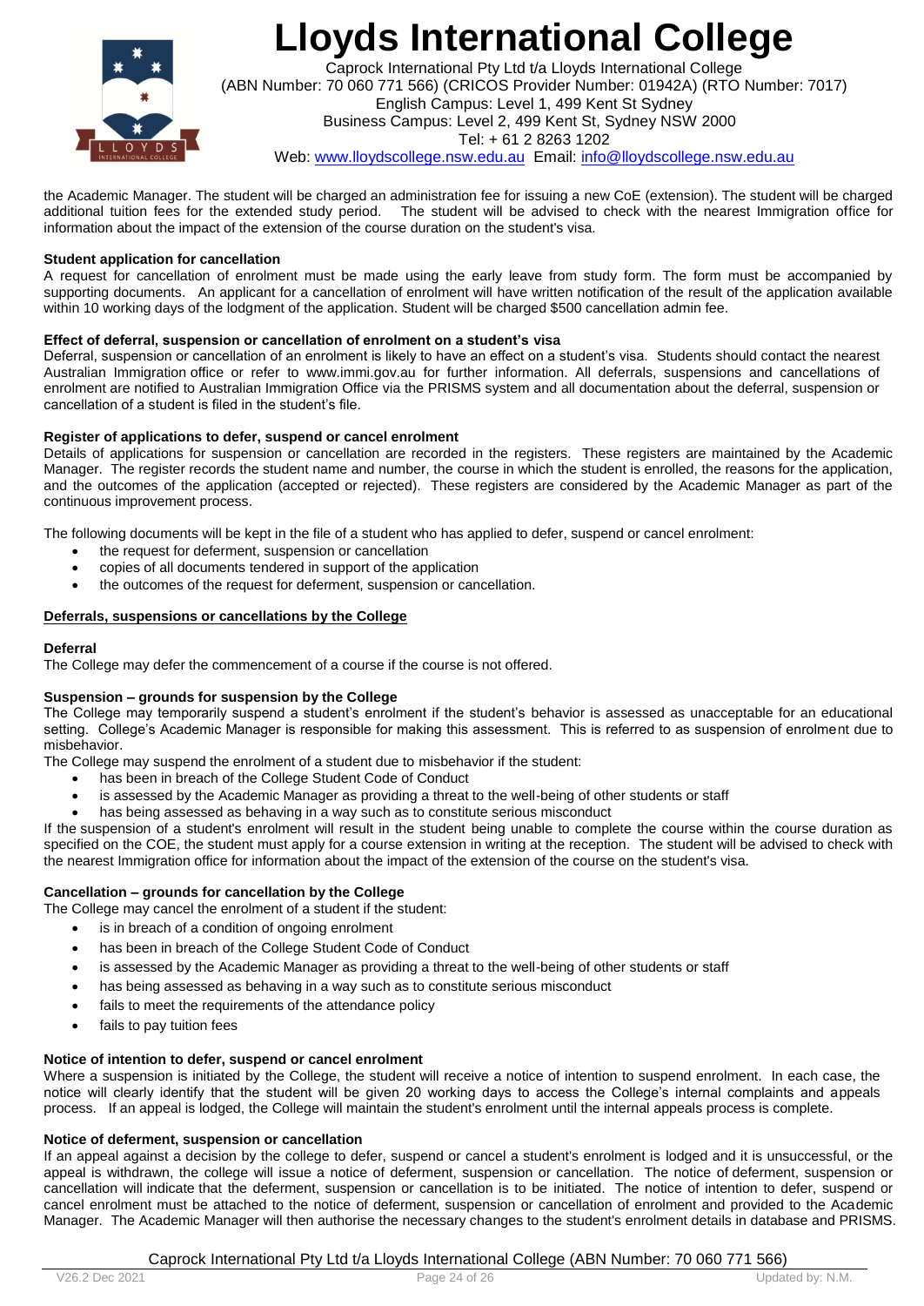the Academic Manager. The student will be charged an administration fee for issuing a new CoE (extension). The student will be charged additional tuition fees for the extended study period. The student will be advised to check with the nearest Immigration office for information about the impact of the extension of the course duration on the student's visa.

**Student application for cancellation**

A request for cancellation of enrolment must be made using the early leave from study form. The form must be accompanied by supporting documents. An applicant for a cancellation of enrolment will have written notification of the result of the application available within 10 working days of the lodgment of the application. Student will be charged $500 cancellation admin fee.

**Effect of deferral, suspension or cancellation of enrolment on a student's visa**

Deferral, suspension or cancellation of an enrolment is likely to have an effect on a student's visa. Students should contact the nearest Australian Immigration office or refer to www.immi.gov.au for further information. All deferrals, suspensions and cancellations of enrolment are notified to Australian Immigration Office via the PRISMS system and all documentation about the deferral, suspension or cancellation of a student is filed in the student's file.

**Register of applications to defer, suspend or cancel enrolment**

Details of applications for suspension or cancellation are recorded in the registers. These registers are maintained by the Academic Manager. The register records the student name and number, the course in which the student is enrolled, the reasons for the application, and the outcomes of the application (accepted or rejected). These registers are considered by the Academic Manager as part of the continuous improvement process.

The following documents will be kept in the file of a student who has applied to defer, suspend or cancel enrolment:

- the request for deferment, suspension or cancellation
- copies of all documents tendered in support of the application
- the outcomes of the request for deferment, suspension or cancellation.

**Deferrals, suspensions or cancellations by the College**

**Deferral**

The College may defer the commencement of a course if the course is not offered.

**Suspension – grounds for suspension by the College**

The College may temporarily suspend a student's enrolment if the student's behavior is assessed as unacceptable for an educational setting. College's Academic Manager is responsible for making this assessment. This is referred to as suspension of enrolment due to misbehavior.

The College may suspend the enrolment of a student due to misbehavior if the student:

- has been in breach of the College Student Code of Conduct
- is assessed by the Academic Manager as providing a threat to the well-being of other students or staff
- has being assessed as behaving in a way such as to constitute serious misconduct

If the suspension of a student's enrolment will result in the student being unable to complete the course within the course duration as specified on the COE, the student must apply for a course extension in writing at the reception. The student will be advised to check with the nearest Immigration office for information about the impact of the extension of the course on the student's visa.

**Cancellation – grounds for cancellation by the College**

The College may cancel the enrolment of a student if the student:

- is in breach of a condition of ongoing enrolment
- has been in breach of the College Student Code of Conduct
- is assessed by the Academic Manager as providing a threat to the well-being of other students or staff
- has being assessed as behaving in a way such as to constitute serious misconduct
- fails to meet the requirements of the attendance policy
- fails to pay tuition fees

**Notice of intention to defer, suspend or cancel enrolment**

Where a suspension is initiated by the College, the student will receive a notice of intention to suspend enrolment. In each case, the notice will clearly identify that the student will be given 20 working days to access the College's internal complaints and appeals process. If an appeal is lodged, the College will maintain the student's enrolment until the internal appeals process is complete.

**Notice of deferment, suspension or cancellation**

If an appeal against a decision by the college to defer, suspend or cancel a student's enrolment is lodged and it is unsuccessful, or the appeal is withdrawn, the college will issue a notice of deferment, suspension or cancellation. The notice of deferment, suspension or cancellation will indicate that the deferment, suspension or cancellation is to be initiated. The notice of intention to defer, suspend or cancel enrolment must be attached to the notice of deferment, suspension or cancellation of enrolment and provided to the Academic Manager. The Academic Manager will then authorise the necessary changes to the student's enrolment details in database and PRISMS.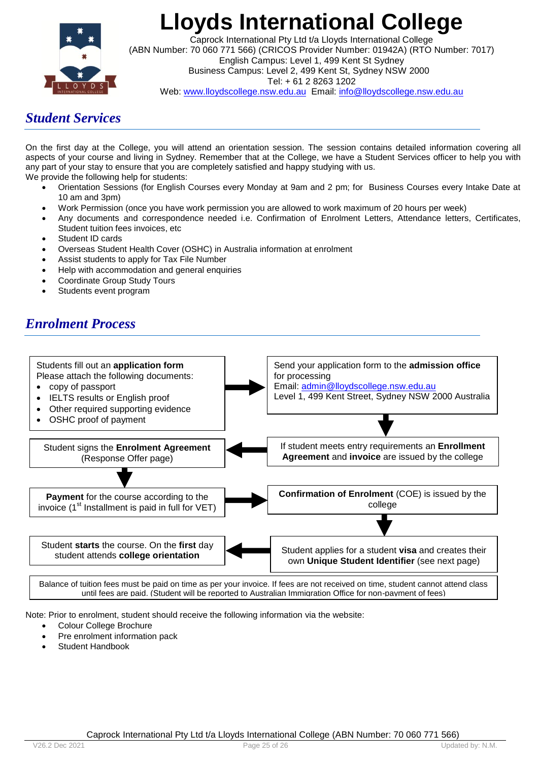# Lloyds International College

Caprock International Pty Ltd t/a Lloyds International College
(ABN Number: 70 060 771 566) (CRICOS Provider Number: 01942A) (RTO Number: 7017)
English Campus: Level 1, 499 Kent St Sydney
Business Campus: Level 2, 499 Kent St, Sydney NSW 2000
Tel: + 61 2 8263 1202
Web: www.lloydscollege.nsw.edu.au Email: info@lloydscollege.nsw.edu.au

## *Student Services*

On the first day at the College, you will attend an orientation session. The session contains detailed information covering all aspects of your course and living in Sydney. Remember that at the College, we have a Student Services officer to help you with any part of your stay to ensure that you are completely satisfied and happy studying with us.
We provide the following help for students:

- Orientation Sessions (for English Courses every Monday at 9am and 2 pm; for Business Courses every Intake Date at 10 am and 3pm)
- Work Permission (once you have work permission you are allowed to work maximum of 20 hours per week)
- Any documents and correspondence needed i.e. Confirmation of Enrolment Letters, Attendance letters, Certificates, Student tuition fees invoices, etc
- Student ID cards
- Overseas Student Health Cover (OSHC) in Australia information at enrolment
- Assist students to apply for Tax File Number
- Help with accommodation and general enquiries
- Coordinate Group Study Tours
- Students event program

## *Enrolment Process*

1. Students fill out an **application form**
   Please attach the following documents:
   - copy of passport
   - IELTS results or English proof
   - Other required supporting evidence
   - OSHC proof of payment
2. Send your application form to the **admission office** for processing
   Email: admin@lloydscollege.nsw.edu.au
   Level 1, 499 Kent Street, Sydney NSW 2000 Australia
3. If student meets entry requirements an **Enrollment Agreement** and **invoice** are issued by the college
4. Student signs the **Enrolment Agreement** (Response Offer page)
5. **Payment** for the course according to the invoice (1st Installment is paid in full for VET)
6. **Confirmation of Enrolment** (COE) is issued by the college
7. Student applies for a student **visa** and creates their own **Unique Student Identifier** (see next page)
8. Student **starts** the course. On the **first** day student attends **college orientation**

Balance of tuition fees must be paid on time as per your invoice. If fees are not received on time, student cannot attend class until fees are paid. (Student will be reported to Australian Immigration Office for non-payment of fees)

Note: Prior to enrolment, student should receive the following information via the website:

- Colour College Brochure
- Pre enrolment information pack
- Student Handbook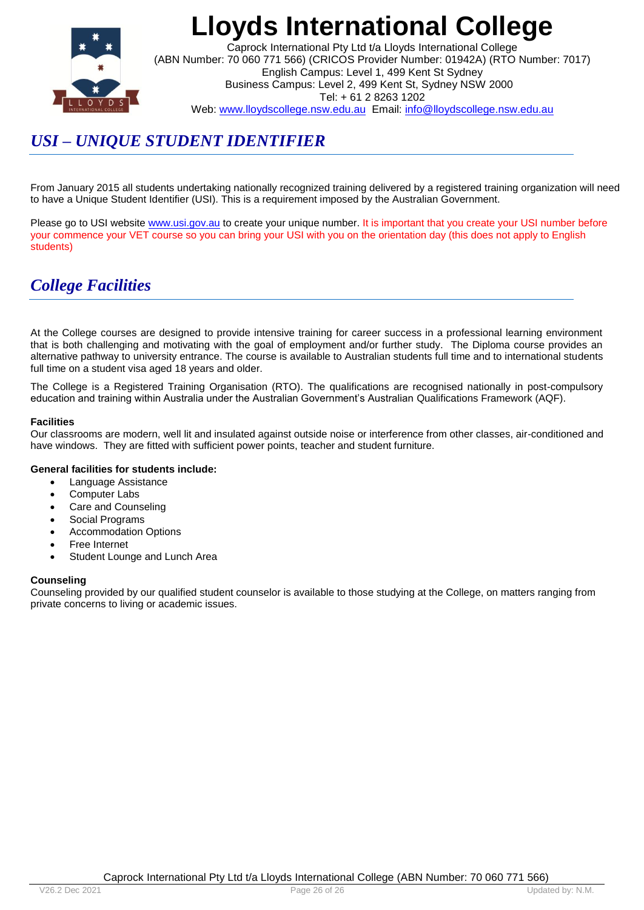# Lloyds International College

Caprock International Pty Ltd t/a Lloyds International College
(ABN Number: 70 060 771 566) (CRICOS Provider Number: 01942A) (RTO Number: 7017)
English Campus: Level 1, 499 Kent St Sydney
Business Campus: Level 2, 499 Kent St, Sydney NSW 2000
Tel: + 61 2 8263 1202
Web: www.lloydscollege.nsw.edu.au Email: info@lloydscollege.nsw.edu.au

## *USI – UNIQUE STUDENT IDENTIFIER*

From January 2015 all students undertaking nationally recognized training delivered by a registered training organization will need to have a Unique Student Identifier (USI). This is a requirement imposed by the Australian Government.

Please go to USI website www.usi.gov.au to create your unique number. It is important that you create your USI number before your commence your VET course so you can bring your USI with you on the orientation day (this does not apply to English students)

## *College Facilities*

At the College courses are designed to provide intensive training for career success in a professional learning environment that is both challenging and motivating with the goal of employment and/or further study. The Diploma course provides an alternative pathway to university entrance. The course is available to Australian students full time and to international students full time on a student visa aged 18 years and older.

The College is a Registered Training Organisation (RTO). The qualifications are recognised nationally in post-compulsory education and training within Australia under the Australian Government's Australian Qualifications Framework (AQF).

**Facilities**
Our classrooms are modern, well lit and insulated against outside noise or interference from other classes, air-conditioned and have windows. They are fitted with sufficient power points, teacher and student furniture.

**General facilities for students include:**

- Language Assistance
- Computer Labs
- Care and Counseling
- Social Programs
- Accommodation Options
- Free Internet
- Student Lounge and Lunch Area

**Counseling**
Counseling provided by our qualified student counselor is available to those studying at the College, on matters ranging from private concerns to living or academic issues.